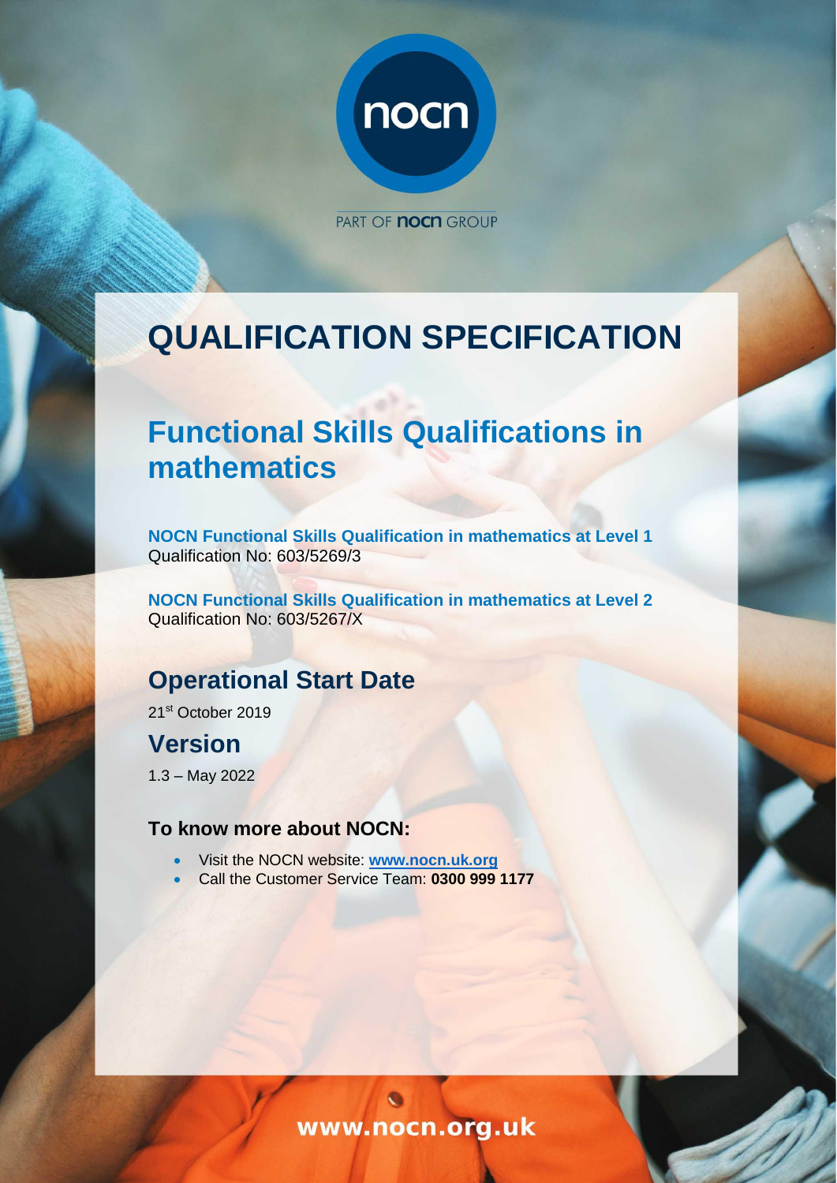nocn

PART OF nocn GROUP

# QUALIFICATION SPECIFICATION

## Functional Skills Qualifications in mathematics

**NOCN Functional Skills Qualification in mathematics at Level 1**
Qualification No: 603/5269/3

**NOCN Functional Skills Qualification in mathematics at Level 2**
Qualification No: 603/5267/X

## Operational Start Date

21st October 2019

## Version

1.3 – May 2022

### To know more about NOCN:

- Visit the NOCN website: **www.nocn.uk.org**
- Call the Customer Service Team: **0300 999 1177**

www.nocn.org.uk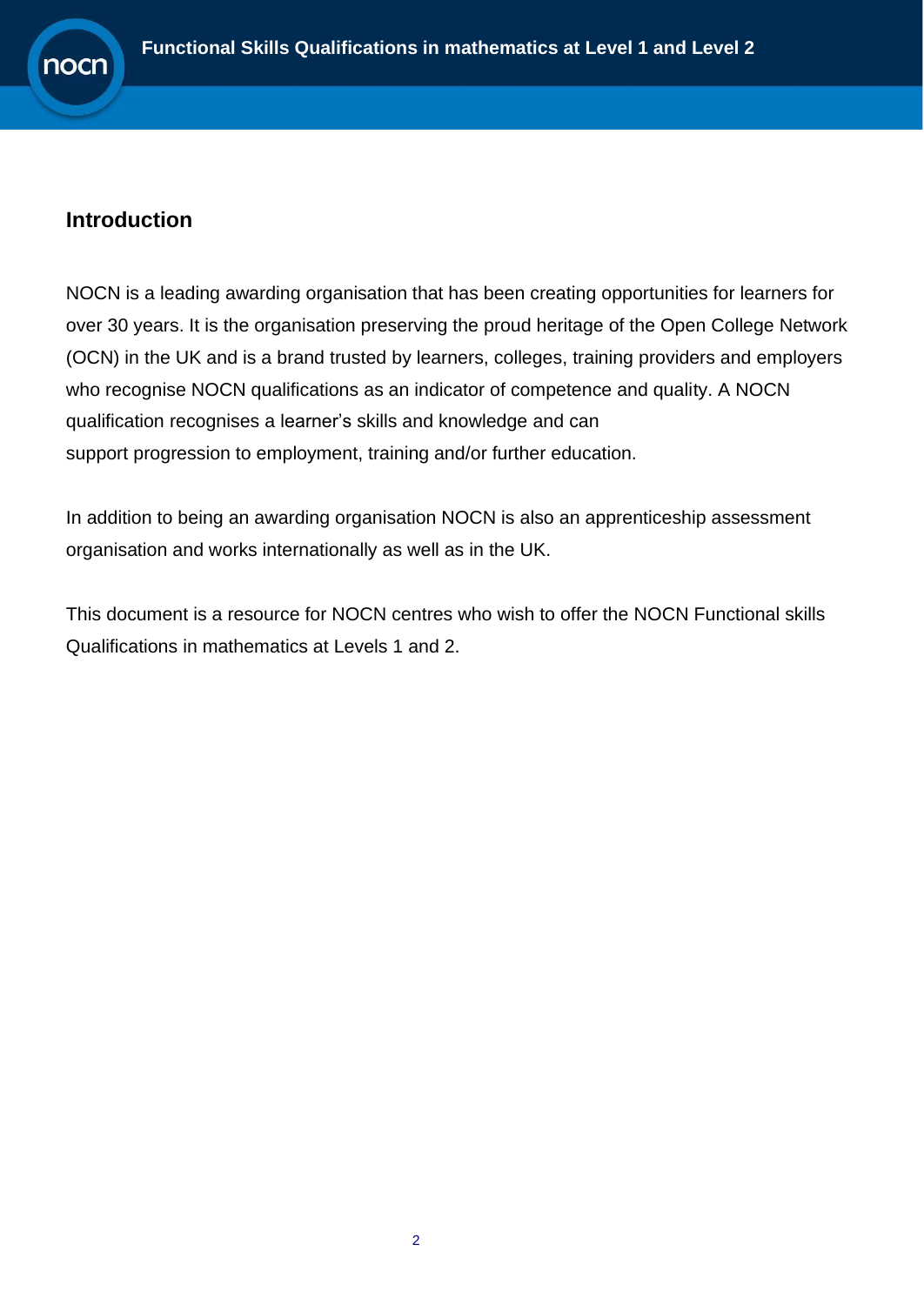## Introduction

NOCN is a leading awarding organisation that has been creating opportunities for learners for over 30 years. It is the organisation preserving the proud heritage of the Open College Network (OCN) in the UK and is a brand trusted by learners, colleges, training providers and employers who recognise NOCN qualifications as an indicator of competence and quality. A NOCN qualification recognises a learner's skills and knowledge and can support progression to employment, training and/or further education.

In addition to being an awarding organisation NOCN is also an apprenticeship assessment organisation and works internationally as well as in the UK.

This document is a resource for NOCN centres who wish to offer the NOCN Functional skills Qualifications in mathematics at Levels 1 and 2.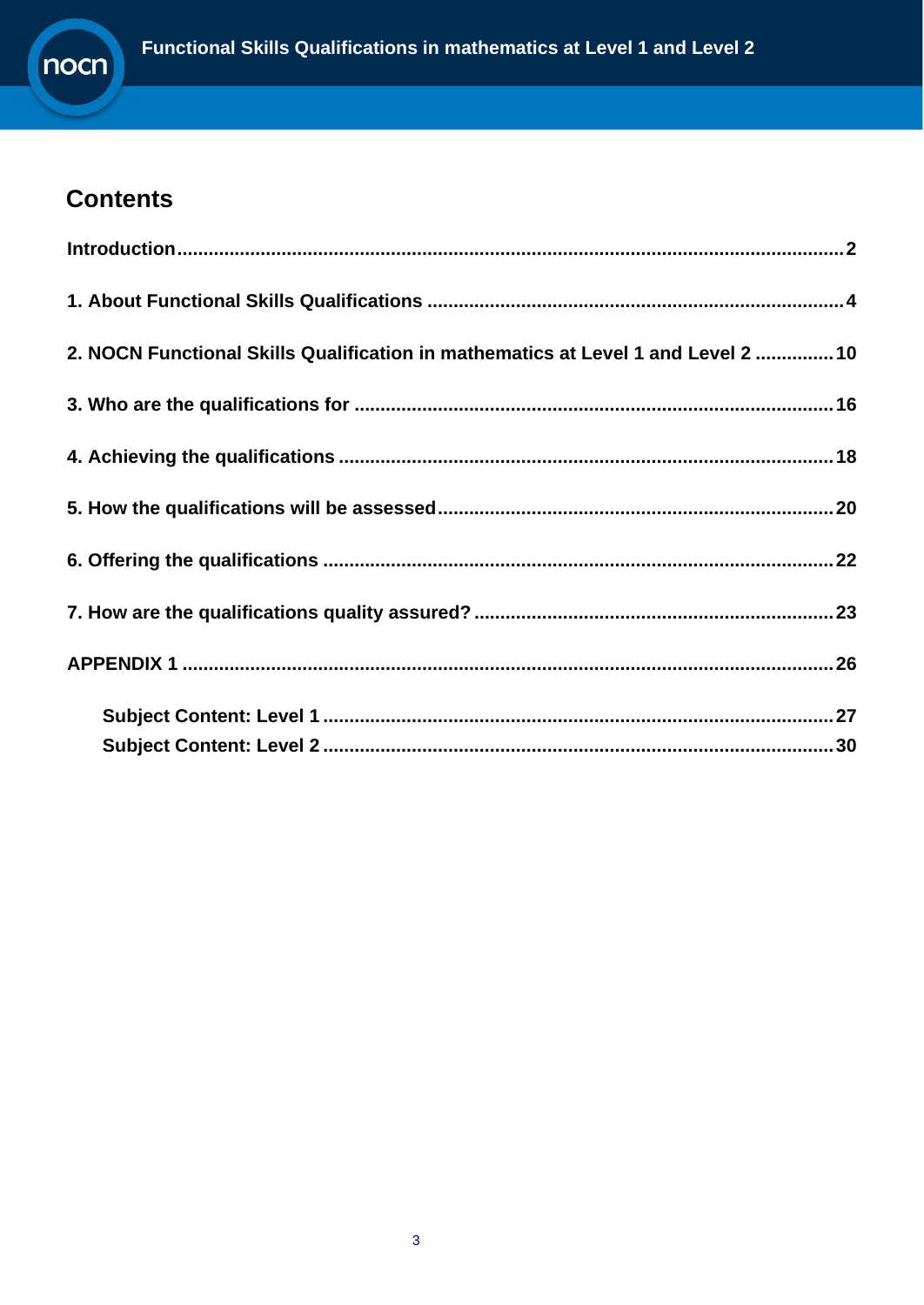# Contents

| | |
|---|---|
| **Introduction** | **2** |
| **1. About Functional Skills Qualifications** | **4** |
| **2. NOCN Functional Skills Qualification in mathematics at Level 1 and Level 2** | **10** |
| **3. Who are the qualifications for** | **16** |
| **4. Achieving the qualifications** | **18** |
| **5. How the qualifications will be assessed** | **20** |
| **6. Offering the qualifications** | **22** |
| **7. How are the qualifications quality assured?** | **23** |
| **APPENDIX 1** | **26** |
| **Subject Content: Level 1** | **27** |
| **Subject Content: Level 2** | **30** |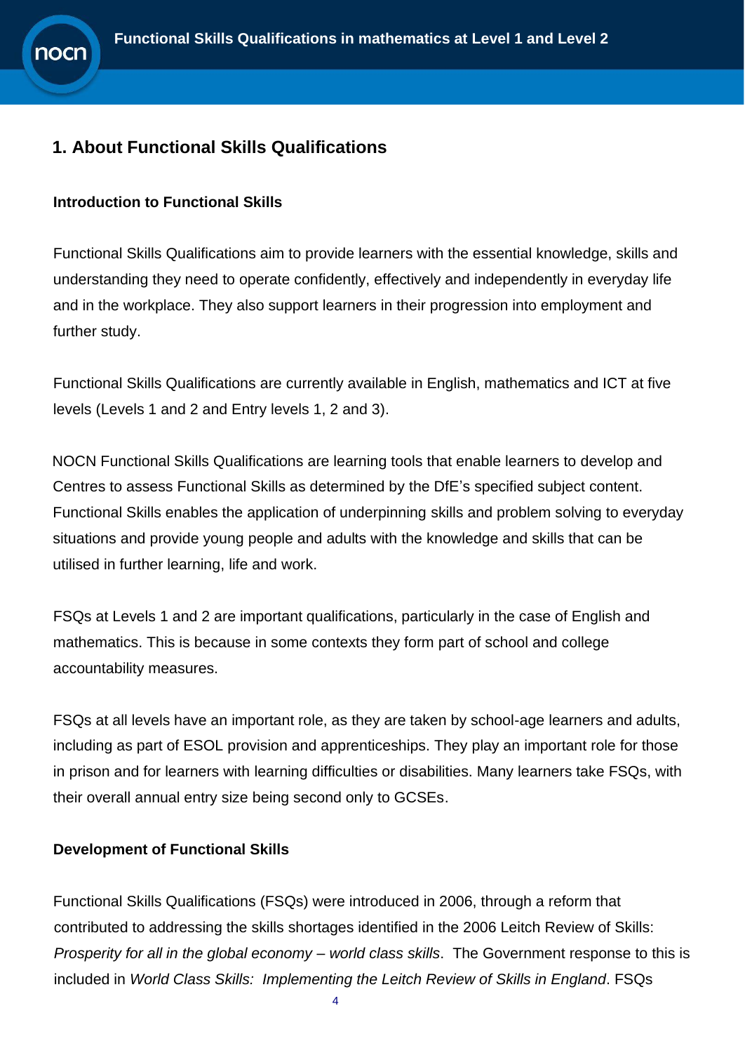## 1. About Functional Skills Qualifications

### Introduction to Functional Skills

Functional Skills Qualifications aim to provide learners with the essential knowledge, skills and understanding they need to operate confidently, effectively and independently in everyday life and in the workplace. They also support learners in their progression into employment and further study.

Functional Skills Qualifications are currently available in English, mathematics and ICT at five levels (Levels 1 and 2 and Entry levels 1, 2 and 3).

NOCN Functional Skills Qualifications are learning tools that enable learners to develop and Centres to assess Functional Skills as determined by the DfE's specified subject content. Functional Skills enables the application of underpinning skills and problem solving to everyday situations and provide young people and adults with the knowledge and skills that can be utilised in further learning, life and work.

FSQs at Levels 1 and 2 are important qualifications, particularly in the case of English and mathematics. This is because in some contexts they form part of school and college accountability measures.

FSQs at all levels have an important role, as they are taken by school-age learners and adults, including as part of ESOL provision and apprenticeships. They play an important role for those in prison and for learners with learning difficulties or disabilities. Many learners take FSQs, with their overall annual entry size being second only to GCSEs.

### Development of Functional Skills

Functional Skills Qualifications (FSQs) were introduced in 2006, through a reform that contributed to addressing the skills shortages identified in the 2006 Leitch Review of Skills: *Prosperity for all in the global economy – world class skills*. The Government response to this is included in *World Class Skills: Implementing the Leitch Review of Skills in England*. FSQs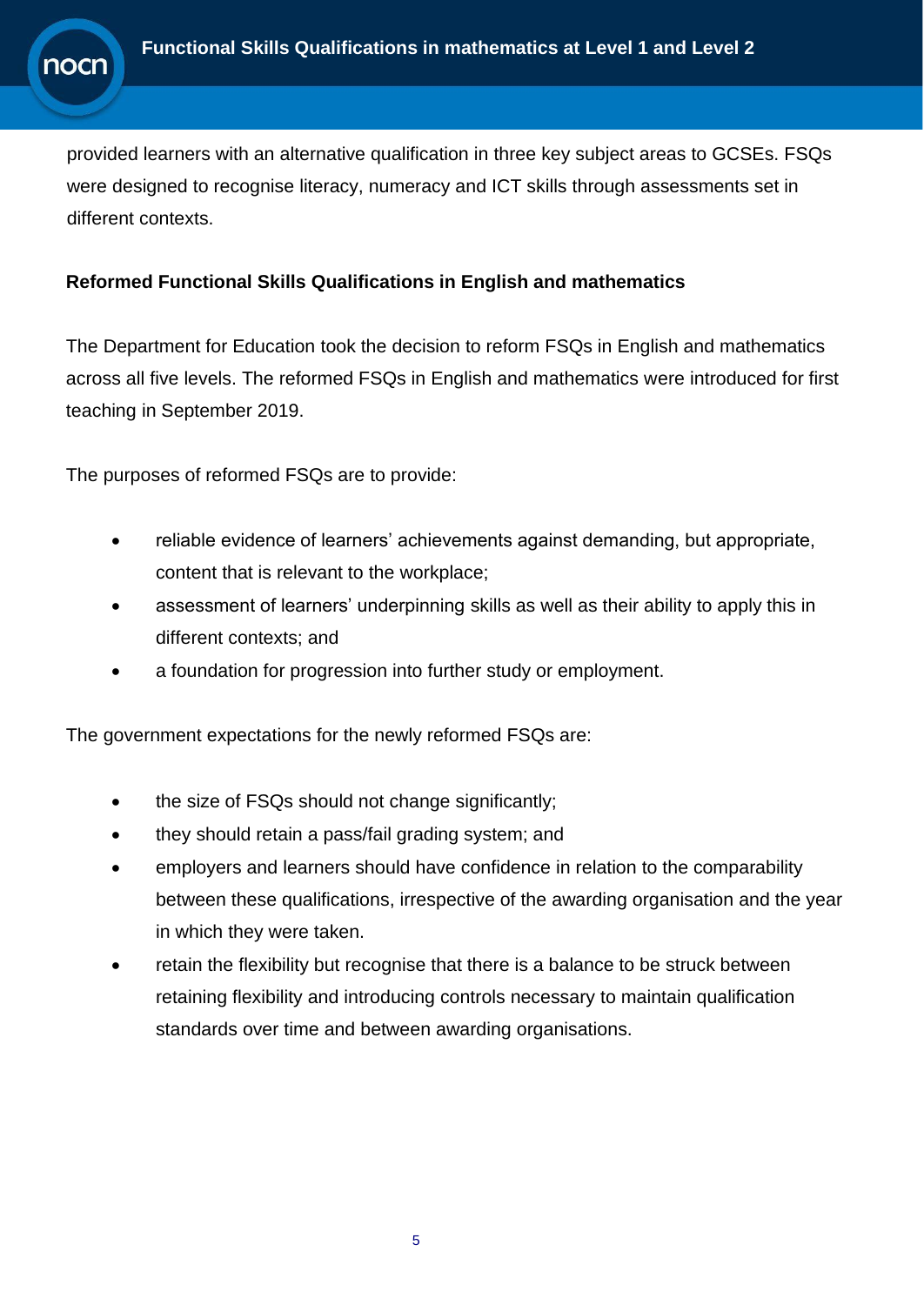provided learners with an alternative qualification in three key subject areas to GCSEs. FSQs were designed to recognise literacy, numeracy and ICT skills through assessments set in different contexts.

### Reformed Functional Skills Qualifications in English and mathematics

The Department for Education took the decision to reform FSQs in English and mathematics across all five levels. The reformed FSQs in English and mathematics were introduced for first teaching in September 2019.

The purposes of reformed FSQs are to provide:

- reliable evidence of learners' achievements against demanding, but appropriate, content that is relevant to the workplace;
- assessment of learners' underpinning skills as well as their ability to apply this in different contexts; and
- a foundation for progression into further study or employment.

The government expectations for the newly reformed FSQs are:

- the size of FSQs should not change significantly;
- they should retain a pass/fail grading system; and
- employers and learners should have confidence in relation to the comparability between these qualifications, irrespective of the awarding organisation and the year in which they were taken.
- retain the flexibility but recognise that there is a balance to be struck between retaining flexibility and introducing controls necessary to maintain qualification standards over time and between awarding organisations.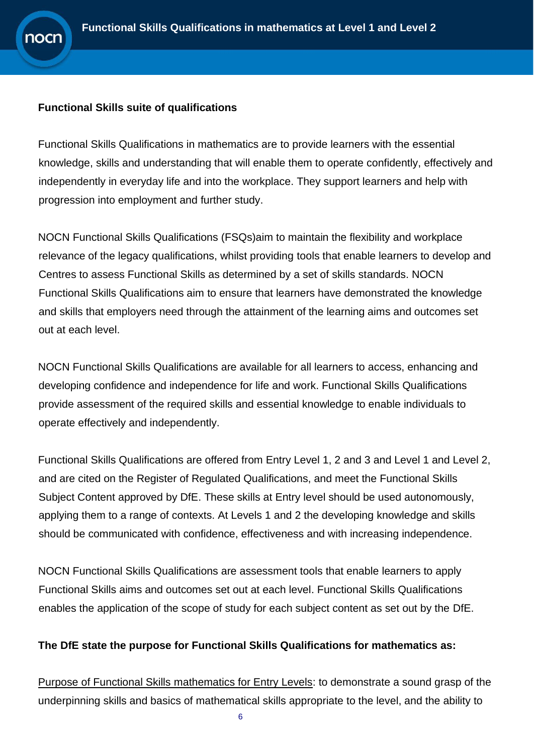**Functional Skills suite of qualifications**

Functional Skills Qualifications in mathematics are to provide learners with the essential knowledge, skills and understanding that will enable them to operate confidently, effectively and independently in everyday life and into the workplace. They support learners and help with progression into employment and further study.

NOCN Functional Skills Qualifications (FSQs)aim to maintain the flexibility and workplace relevance of the legacy qualifications, whilst providing tools that enable learners to develop and Centres to assess Functional Skills as determined by a set of skills standards. NOCN Functional Skills Qualifications aim to ensure that learners have demonstrated the knowledge and skills that employers need through the attainment of the learning aims and outcomes set out at each level.

NOCN Functional Skills Qualifications are available for all learners to access, enhancing and developing confidence and independence for life and work. Functional Skills Qualifications provide assessment of the required skills and essential knowledge to enable individuals to operate effectively and independently.

Functional Skills Qualifications are offered from Entry Level 1, 2 and 3 and Level 1 and Level 2, and are cited on the Register of Regulated Qualifications, and meet the Functional Skills Subject Content approved by DfE. These skills at Entry level should be used autonomously, applying them to a range of contexts. At Levels 1 and 2 the developing knowledge and skills should be communicated with confidence, effectiveness and with increasing independence.

NOCN Functional Skills Qualifications are assessment tools that enable learners to apply Functional Skills aims and outcomes set out at each level. Functional Skills Qualifications enables the application of the scope of study for each subject content as set out by the DfE.

**The DfE state the purpose for Functional Skills Qualifications for mathematics as:**

Purpose of Functional Skills mathematics for Entry Levels: to demonstrate a sound grasp of the underpinning skills and basics of mathematical skills appropriate to the level, and the ability to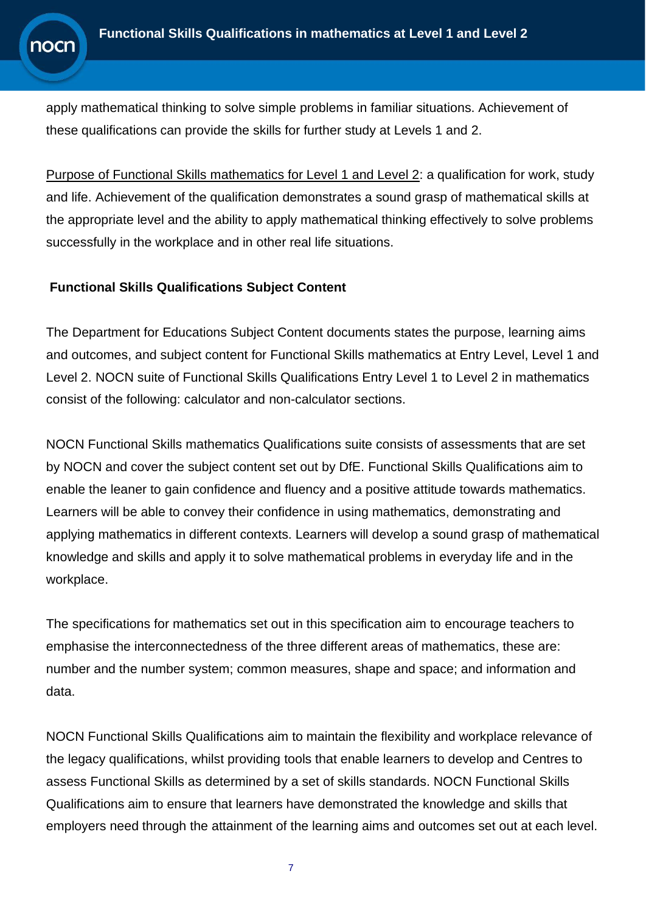apply mathematical thinking to solve simple problems in familiar situations. Achievement of these qualifications can provide the skills for further study at Levels 1 and 2.

Purpose of Functional Skills mathematics for Level 1 and Level 2: a qualification for work, study and life. Achievement of the qualification demonstrates a sound grasp of mathematical skills at the appropriate level and the ability to apply mathematical thinking effectively to solve problems successfully in the workplace and in other real life situations.

**Functional Skills Qualifications Subject Content**

The Department for Educations Subject Content documents states the purpose, learning aims and outcomes, and subject content for Functional Skills mathematics at Entry Level, Level 1 and Level 2. NOCN suite of Functional Skills Qualifications Entry Level 1 to Level 2 in mathematics consist of the following: calculator and non-calculator sections.

NOCN Functional Skills mathematics Qualifications suite consists of assessments that are set by NOCN and cover the subject content set out by DfE. Functional Skills Qualifications aim to enable the leaner to gain confidence and fluency and a positive attitude towards mathematics. Learners will be able to convey their confidence in using mathematics, demonstrating and applying mathematics in different contexts. Learners will develop a sound grasp of mathematical knowledge and skills and apply it to solve mathematical problems in everyday life and in the workplace.

The specifications for mathematics set out in this specification aim to encourage teachers to emphasise the interconnectedness of the three different areas of mathematics, these are: number and the number system; common measures, shape and space; and information and data.

NOCN Functional Skills Qualifications aim to maintain the flexibility and workplace relevance of the legacy qualifications, whilst providing tools that enable learners to develop and Centres to assess Functional Skills as determined by a set of skills standards. NOCN Functional Skills Qualifications aim to ensure that learners have demonstrated the knowledge and skills that employers need through the attainment of the learning aims and outcomes set out at each level.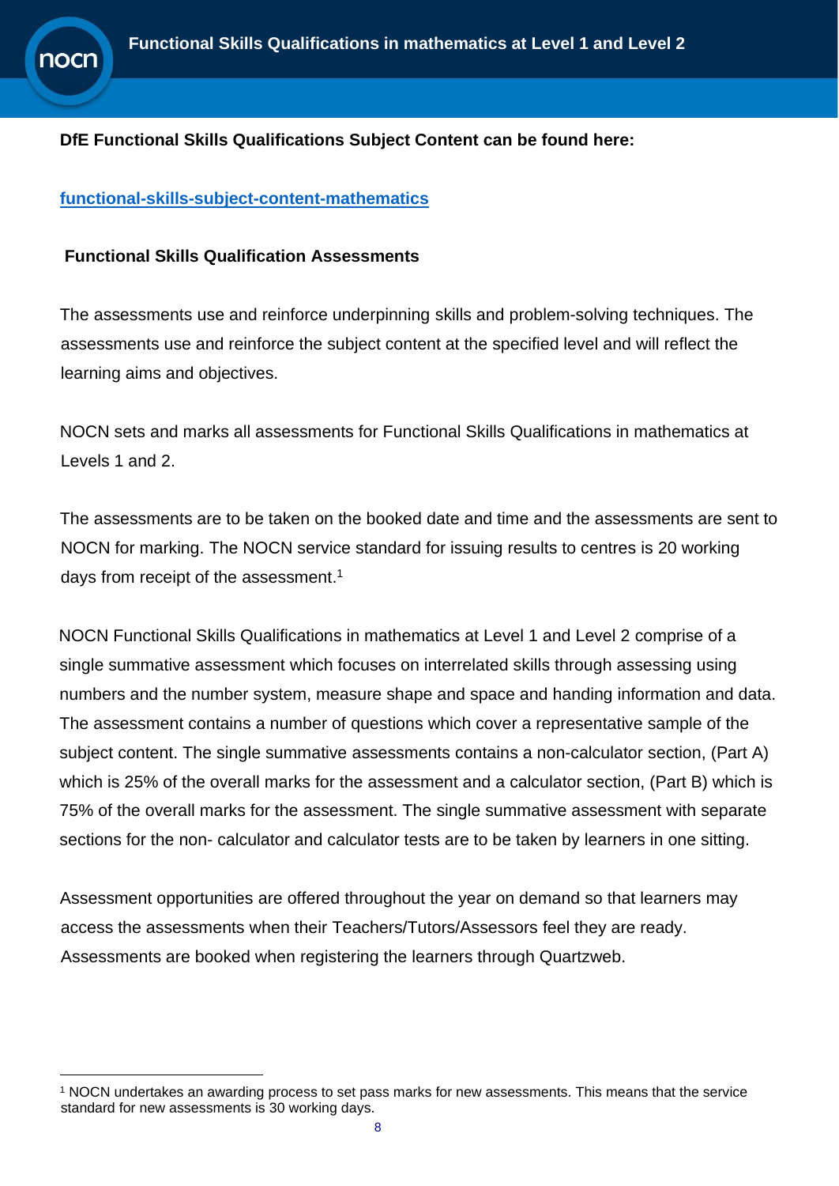**DfE Functional Skills Qualifications Subject Content can be found here:**

[functional-skills-subject-content-mathematics]()

**Functional Skills Qualification Assessments**

The assessments use and reinforce underpinning skills and problem-solving techniques. The assessments use and reinforce the subject content at the specified level and will reflect the learning aims and objectives.

NOCN sets and marks all assessments for Functional Skills Qualifications in mathematics at Levels 1 and 2.

The assessments are to be taken on the booked date and time and the assessments are sent to NOCN for marking. The NOCN service standard for issuing results to centres is 20 working days from receipt of the assessment.[1]

NOCN Functional Skills Qualifications in mathematics at Level 1 and Level 2 comprise of a single summative assessment which focuses on interrelated skills through assessing using numbers and the number system, measure shape and space and handing information and data. The assessment contains a number of questions which cover a representative sample of the subject content. The single summative assessments contains a non-calculator section, (Part A) which is 25% of the overall marks for the assessment and a calculator section, (Part B) which is 75% of the overall marks for the assessment. The single summative assessment with separate sections for the non- calculator and calculator tests are to be taken by learners in one sitting.

Assessment opportunities are offered throughout the year on demand so that learners may access the assessments when their Teachers/Tutors/Assessors feel they are ready. Assessments are booked when registering the learners through Quartzweb.

[1] NOCN undertakes an awarding process to set pass marks for new assessments. This means that the service standard for new assessments is 30 working days.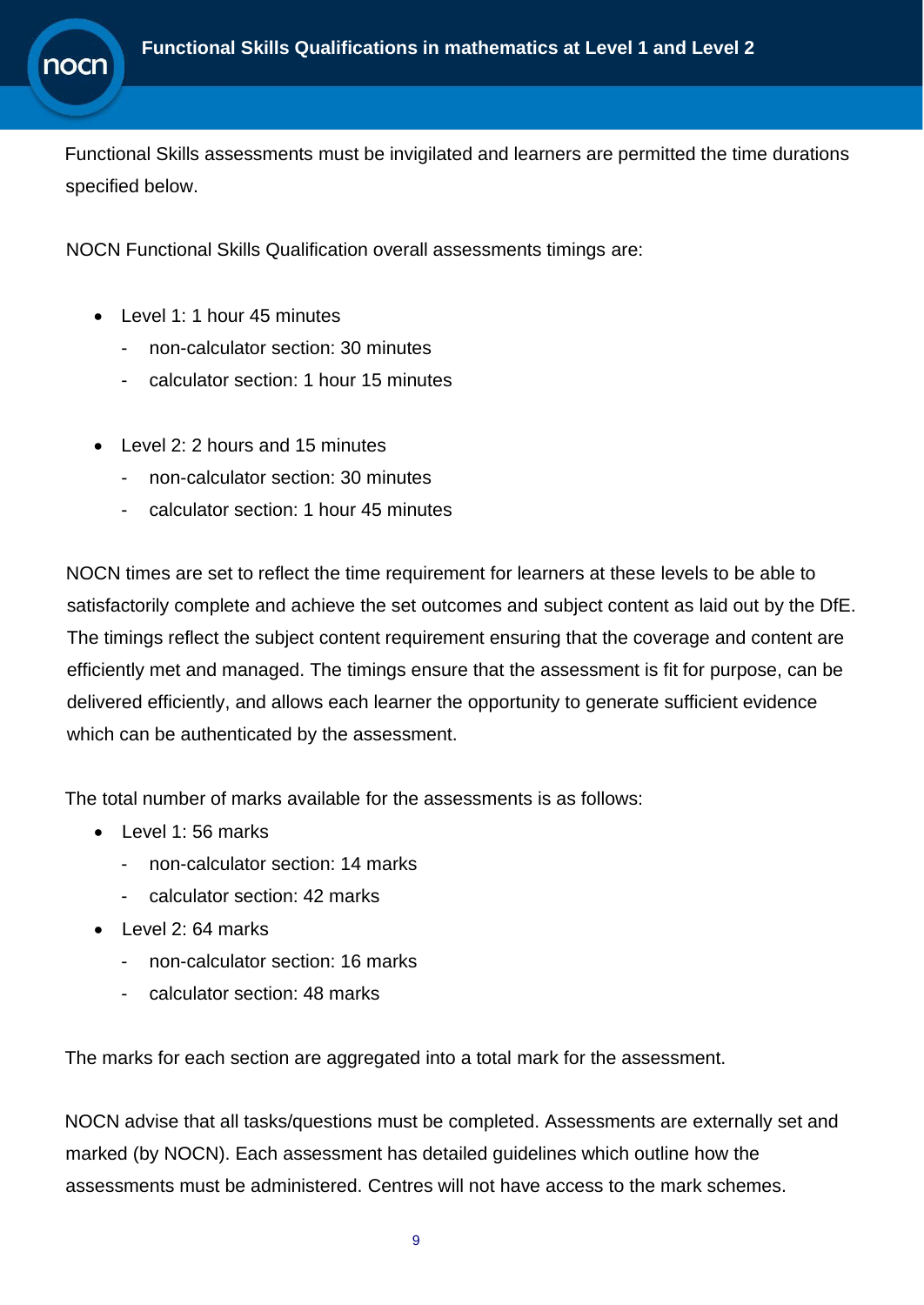Functional Skills assessments must be invigilated and learners are permitted the time durations specified below.

NOCN Functional Skills Qualification overall assessments timings are:

- Level 1: 1 hour 45 minutes
  - non-calculator section: 30 minutes
  - calculator section: 1 hour 15 minutes

- Level 2: 2 hours and 15 minutes
  - non-calculator section: 30 minutes
  - calculator section: 1 hour 45 minutes

NOCN times are set to reflect the time requirement for learners at these levels to be able to satisfactorily complete and achieve the set outcomes and subject content as laid out by the DfE. The timings reflect the subject content requirement ensuring that the coverage and content are efficiently met and managed. The timings ensure that the assessment is fit for purpose, can be delivered efficiently, and allows each learner the opportunity to generate sufficient evidence which can be authenticated by the assessment.

The total number of marks available for the assessments is as follows:

- Level 1: 56 marks
  - non-calculator section: 14 marks
  - calculator section: 42 marks
- Level 2: 64 marks
  - non-calculator section: 16 marks
  - calculator section: 48 marks

The marks for each section are aggregated into a total mark for the assessment.

NOCN advise that all tasks/questions must be completed. Assessments are externally set and marked (by NOCN). Each assessment has detailed guidelines which outline how the assessments must be administered. Centres will not have access to the mark schemes.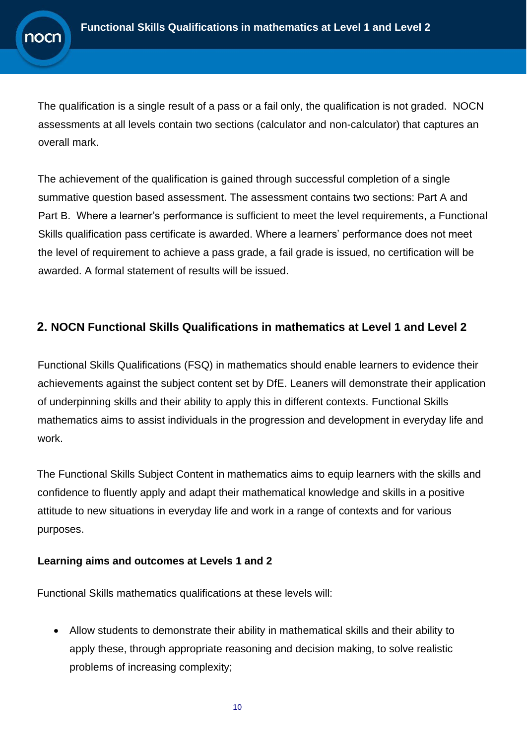The qualification is a single result of a pass or a fail only, the qualification is not graded. NOCN assessments at all levels contain two sections (calculator and non-calculator) that captures an overall mark.

The achievement of the qualification is gained through successful completion of a single summative question based assessment. The assessment contains two sections: Part A and Part B. Where a learner's performance is sufficient to meet the level requirements, a Functional Skills qualification pass certificate is awarded. Where a learners' performance does not meet the level of requirement to achieve a pass grade, a fail grade is issued, no certification will be awarded. A formal statement of results will be issued.

## 2. NOCN Functional Skills Qualifications in mathematics at Level 1 and Level 2

Functional Skills Qualifications (FSQ) in mathematics should enable learners to evidence their achievements against the subject content set by DfE. Leaners will demonstrate their application of underpinning skills and their ability to apply this in different contexts. Functional Skills mathematics aims to assist individuals in the progression and development in everyday life and work.

The Functional Skills Subject Content in mathematics aims to equip learners with the skills and confidence to fluently apply and adapt their mathematical knowledge and skills in a positive attitude to new situations in everyday life and work in a range of contexts and for various purposes.

**Learning aims and outcomes at Levels 1 and 2**

Functional Skills mathematics qualifications at these levels will:

- Allow students to demonstrate their ability in mathematical skills and their ability to apply these, through appropriate reasoning and decision making, to solve realistic problems of increasing complexity;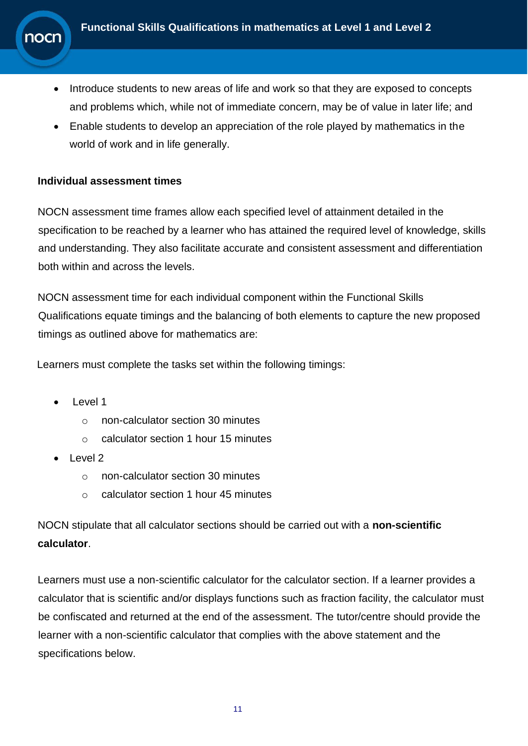- Introduce students to new areas of life and work so that they are exposed to concepts and problems which, while not of immediate concern, may be of value in later life; and
- Enable students to develop an appreciation of the role played by mathematics in the world of work and in life generally.

**Individual assessment times**

NOCN assessment time frames allow each specified level of attainment detailed in the specification to be reached by a learner who has attained the required level of knowledge, skills and understanding. They also facilitate accurate and consistent assessment and differentiation both within and across the levels.

NOCN assessment time for each individual component within the Functional Skills Qualifications equate timings and the balancing of both elements to capture the new proposed timings as outlined above for mathematics are:

Learners must complete the tasks set within the following timings:

- Level 1
  - non-calculator section 30 minutes
  - calculator section 1 hour 15 minutes
- Level 2
  - non-calculator section 30 minutes
  - calculator section 1 hour 45 minutes

NOCN stipulate that all calculator sections should be carried out with a **non-scientific calculator**.

Learners must use a non-scientific calculator for the calculator section. If a learner provides a calculator that is scientific and/or displays functions such as fraction facility, the calculator must be confiscated and returned at the end of the assessment. The tutor/centre should provide the learner with a non-scientific calculator that complies with the above statement and the specifications below.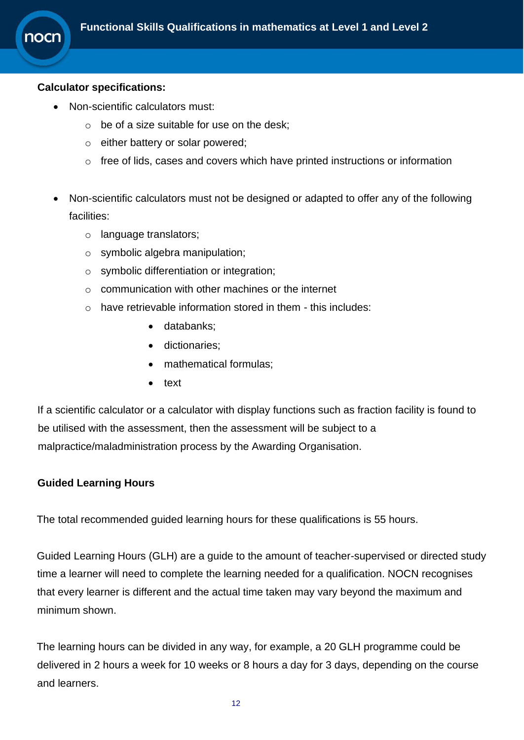**Calculator specifications:**

- Non-scientific calculators must:
  - be of a size suitable for use on the desk;
  - either battery or solar powered;
  - free of lids, cases and covers which have printed instructions or information

- Non-scientific calculators must not be designed or adapted to offer any of the following facilities:
  - language translators;
  - symbolic algebra manipulation;
  - symbolic differentiation or integration;
  - communication with other machines or the internet
  - have retrievable information stored in them - this includes:
    - databanks;
    - dictionaries;
    - mathematical formulas;
    - text

If a scientific calculator or a calculator with display functions such as fraction facility is found to be utilised with the assessment, then the assessment will be subject to a malpractice/maladministration process by the Awarding Organisation.

**Guided Learning Hours**

The total recommended guided learning hours for these qualifications is 55 hours.

Guided Learning Hours (GLH) are a guide to the amount of teacher-supervised or directed study time a learner will need to complete the learning needed for a qualification. NOCN recognises that every learner is different and the actual time taken may vary beyond the maximum and minimum shown.

The learning hours can be divided in any way, for example, a 20 GLH programme could be delivered in 2 hours a week for 10 weeks or 8 hours a day for 3 days, depending on the course and learners.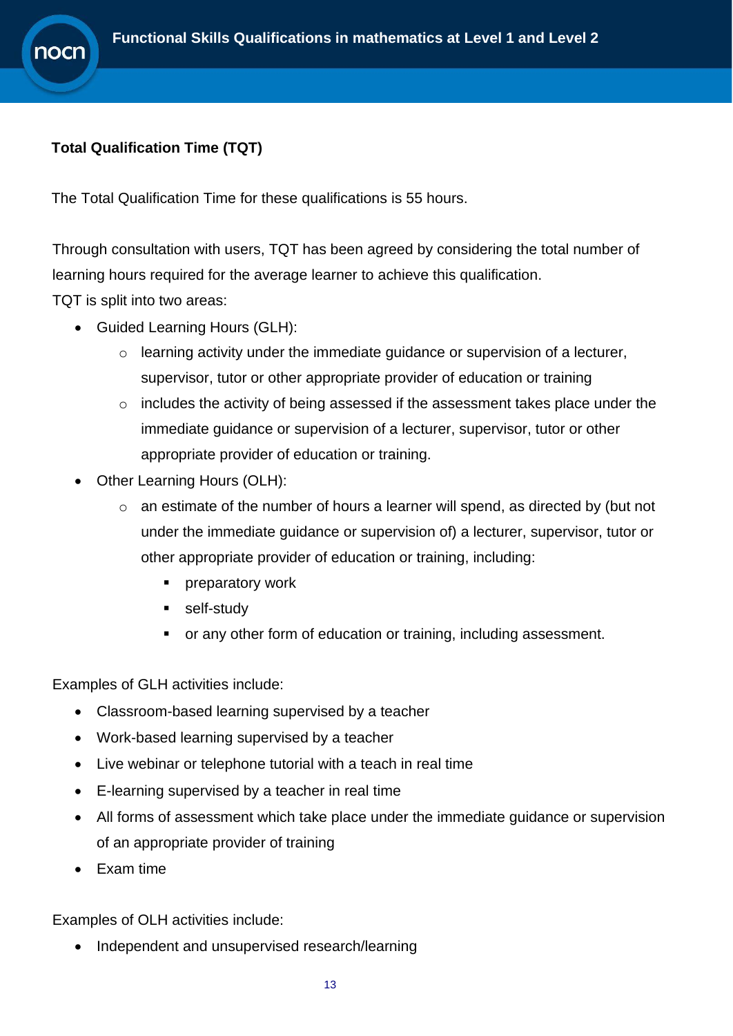**Total Qualification Time (TQT)**

The Total Qualification Time for these qualifications is 55 hours.

Through consultation with users, TQT has been agreed by considering the total number of learning hours required for the average learner to achieve this qualification.
TQT is split into two areas:

- Guided Learning Hours (GLH):
    - learning activity under the immediate guidance or supervision of a lecturer, supervisor, tutor or other appropriate provider of education or training
    - includes the activity of being assessed if the assessment takes place under the immediate guidance or supervision of a lecturer, supervisor, tutor or other appropriate provider of education or training.
- Other Learning Hours (OLH):
    - an estimate of the number of hours a learner will spend, as directed by (but not under the immediate guidance or supervision of) a lecturer, supervisor, tutor or other appropriate provider of education or training, including:
        - preparatory work
        - self-study
        - or any other form of education or training, including assessment.

Examples of GLH activities include:

- Classroom-based learning supervised by a teacher
- Work-based learning supervised by a teacher
- Live webinar or telephone tutorial with a teach in real time
- E-learning supervised by a teacher in real time
- All forms of assessment which take place under the immediate guidance or supervision of an appropriate provider of training
- Exam time

Examples of OLH activities include:

- Independent and unsupervised research/learning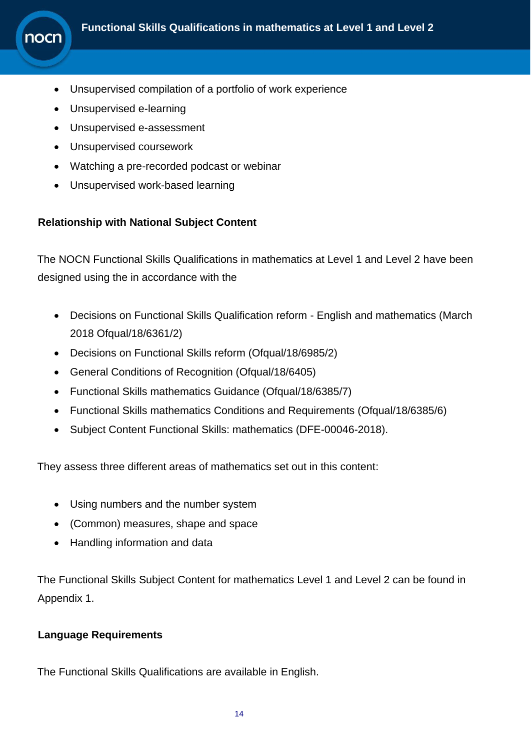- Unsupervised compilation of a portfolio of work experience
- Unsupervised e-learning
- Unsupervised e-assessment
- Unsupervised coursework
- Watching a pre-recorded podcast or webinar
- Unsupervised work-based learning

**Relationship with National Subject Content**

The NOCN Functional Skills Qualifications in mathematics at Level 1 and Level 2 have been designed using the in accordance with the

- Decisions on Functional Skills Qualification reform - English and mathematics (March 2018 Ofqual/18/6361/2)
- Decisions on Functional Skills reform (Ofqual/18/6985/2)
- General Conditions of Recognition (Ofqual/18/6405)
- Functional Skills mathematics Guidance (Ofqual/18/6385/7)
- Functional Skills mathematics Conditions and Requirements (Ofqual/18/6385/6)
- Subject Content Functional Skills: mathematics (DFE-00046-2018).

They assess three different areas of mathematics set out in this content:

- Using numbers and the number system
- (Common) measures, shape and space
- Handling information and data

The Functional Skills Subject Content for mathematics Level 1 and Level 2 can be found in Appendix 1.

**Language Requirements**

The Functional Skills Qualifications are available in English.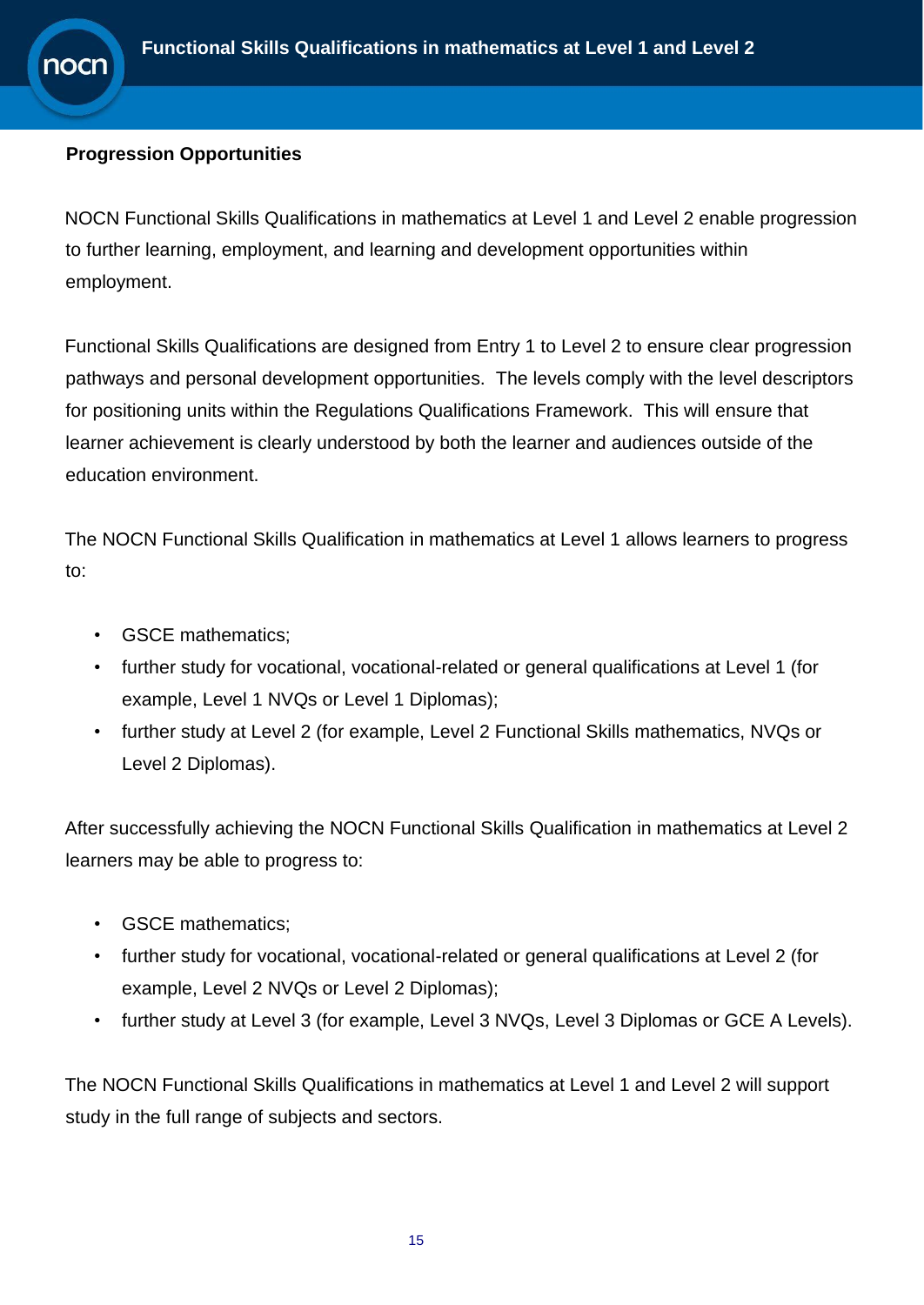## Progression Opportunities

NOCN Functional Skills Qualifications in mathematics at Level 1 and Level 2 enable progression to further learning, employment, and learning and development opportunities within employment.

Functional Skills Qualifications are designed from Entry 1 to Level 2 to ensure clear progression pathways and personal development opportunities. The levels comply with the level descriptors for positioning units within the Regulations Qualifications Framework. This will ensure that learner achievement is clearly understood by both the learner and audiences outside of the education environment.

The NOCN Functional Skills Qualification in mathematics at Level 1 allows learners to progress to:

- GSCE mathematics;
- further study for vocational, vocational-related or general qualifications at Level 1 (for example, Level 1 NVQs or Level 1 Diplomas);
- further study at Level 2 (for example, Level 2 Functional Skills mathematics, NVQs or Level 2 Diplomas).

After successfully achieving the NOCN Functional Skills Qualification in mathematics at Level 2 learners may be able to progress to:

- GSCE mathematics;
- further study for vocational, vocational-related or general qualifications at Level 2 (for example, Level 2 NVQs or Level 2 Diplomas);
- further study at Level 3 (for example, Level 3 NVQs, Level 3 Diplomas or GCE A Levels).

The NOCN Functional Skills Qualifications in mathematics at Level 1 and Level 2 will support study in the full range of subjects and sectors.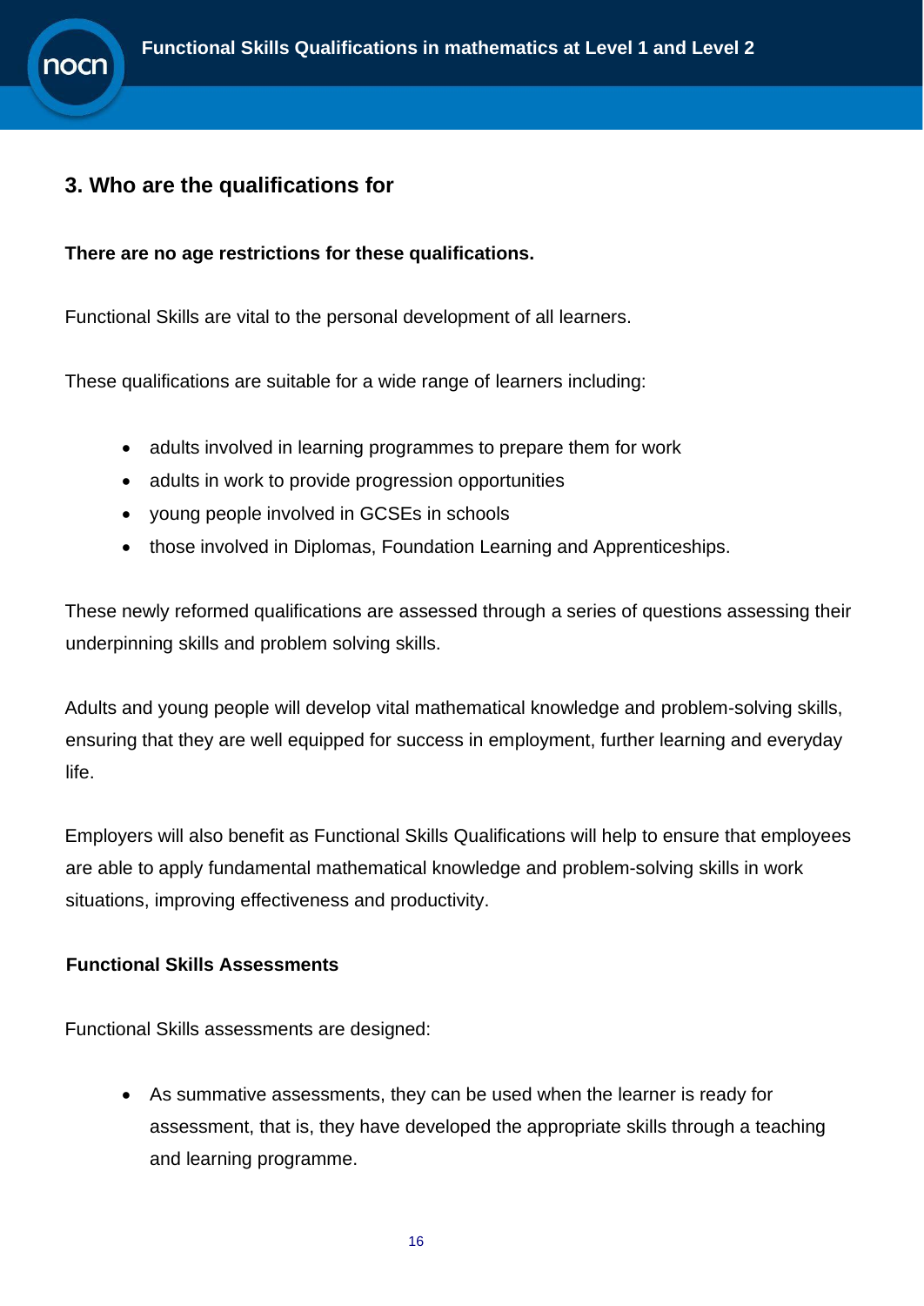## 3. Who are the qualifications for

**There are no age restrictions for these qualifications.**

Functional Skills are vital to the personal development of all learners.

These qualifications are suitable for a wide range of learners including:

- adults involved in learning programmes to prepare them for work
- adults in work to provide progression opportunities
- young people involved in GCSEs in schools
- those involved in Diplomas, Foundation Learning and Apprenticeships.

These newly reformed qualifications are assessed through a series of questions assessing their underpinning skills and problem solving skills.

Adults and young people will develop vital mathematical knowledge and problem-solving skills, ensuring that they are well equipped for success in employment, further learning and everyday life.

Employers will also benefit as Functional Skills Qualifications will help to ensure that employees are able to apply fundamental mathematical knowledge and problem-solving skills in work situations, improving effectiveness and productivity.

**Functional Skills Assessments**

Functional Skills assessments are designed:

- As summative assessments, they can be used when the learner is ready for assessment, that is, they have developed the appropriate skills through a teaching and learning programme.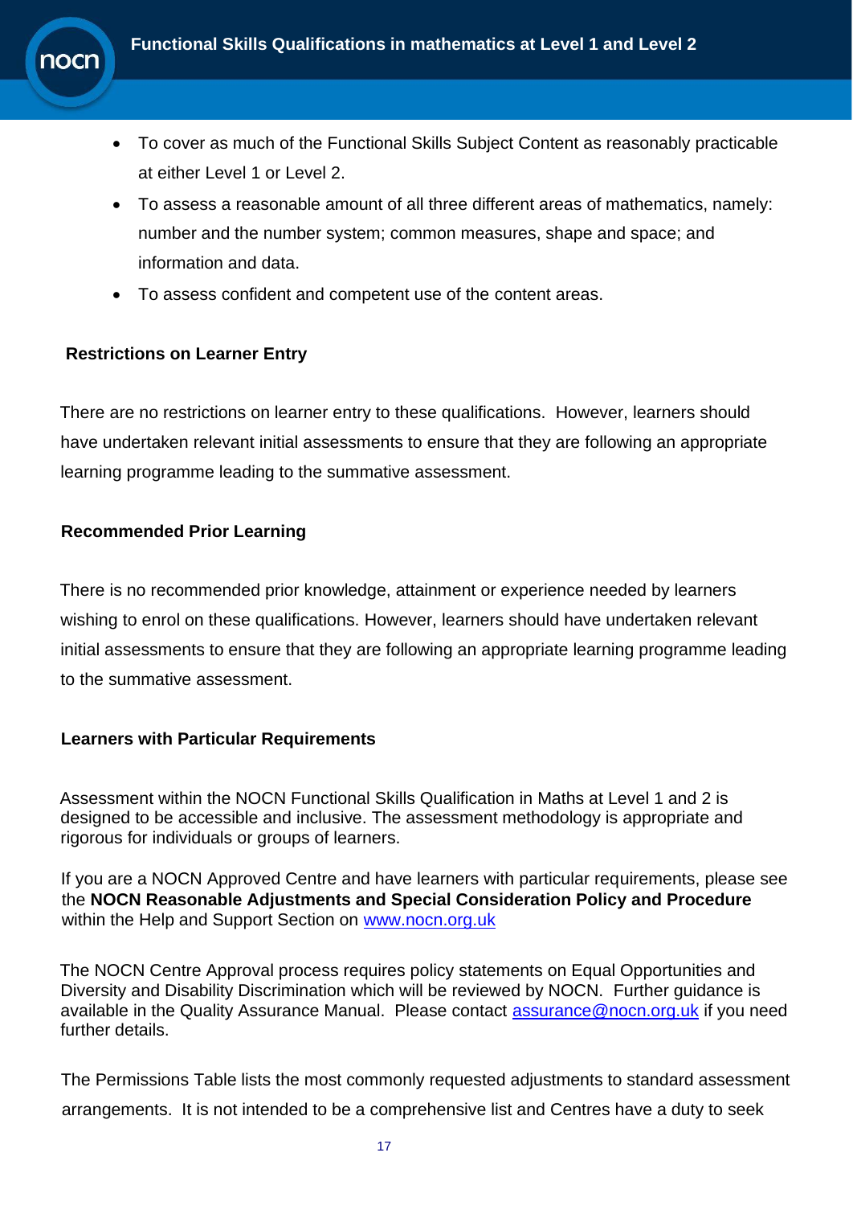- To cover as much of the Functional Skills Subject Content as reasonably practicable at either Level 1 or Level 2.
- To assess a reasonable amount of all three different areas of mathematics, namely: number and the number system; common measures, shape and space; and information and data.
- To assess confident and competent use of the content areas.

**Restrictions on Learner Entry**

There are no restrictions on learner entry to these qualifications. However, learners should have undertaken relevant initial assessments to ensure that they are following an appropriate learning programme leading to the summative assessment.

**Recommended Prior Learning**

There is no recommended prior knowledge, attainment or experience needed by learners wishing to enrol on these qualifications. However, learners should have undertaken relevant initial assessments to ensure that they are following an appropriate learning programme leading to the summative assessment.

**Learners with Particular Requirements**

Assessment within the NOCN Functional Skills Qualification in Maths at Level 1 and 2 is designed to be accessible and inclusive. The assessment methodology is appropriate and rigorous for individuals or groups of learners.

If you are a NOCN Approved Centre and have learners with particular requirements, please see the **NOCN Reasonable Adjustments and Special Consideration Policy and Procedure** within the Help and Support Section on [www.nocn.org.uk](http://www.nocn.org.uk)

The NOCN Centre Approval process requires policy statements on Equal Opportunities and Diversity and Disability Discrimination which will be reviewed by NOCN. Further guidance is available in the Quality Assurance Manual. Please contact [assurance@nocn.org.uk](mailto:assurance@nocn.org.uk) if you need further details.

The Permissions Table lists the most commonly requested adjustments to standard assessment arrangements. It is not intended to be a comprehensive list and Centres have a duty to seek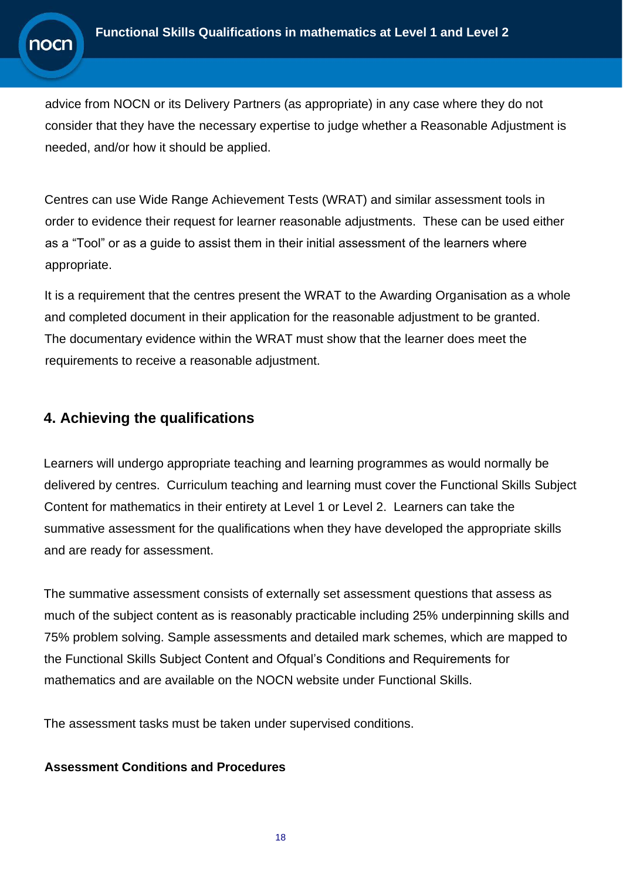advice from NOCN or its Delivery Partners (as appropriate) in any case where they do not consider that they have the necessary expertise to judge whether a Reasonable Adjustment is needed, and/or how it should be applied.

Centres can use Wide Range Achievement Tests (WRAT) and similar assessment tools in order to evidence their request for learner reasonable adjustments. These can be used either as a "Tool" or as a guide to assist them in their initial assessment of the learners where appropriate.

It is a requirement that the centres present the WRAT to the Awarding Organisation as a whole and completed document in their application for the reasonable adjustment to be granted. The documentary evidence within the WRAT must show that the learner does meet the requirements to receive a reasonable adjustment.

## 4. Achieving the qualifications

Learners will undergo appropriate teaching and learning programmes as would normally be delivered by centres. Curriculum teaching and learning must cover the Functional Skills Subject Content for mathematics in their entirety at Level 1 or Level 2. Learners can take the summative assessment for the qualifications when they have developed the appropriate skills and are ready for assessment.

The summative assessment consists of externally set assessment questions that assess as much of the subject content as is reasonably practicable including 25% underpinning skills and 75% problem solving. Sample assessments and detailed mark schemes, which are mapped to the Functional Skills Subject Content and Ofqual's Conditions and Requirements for mathematics and are available on the NOCN website under Functional Skills.

The assessment tasks must be taken under supervised conditions.

**Assessment Conditions and Procedures**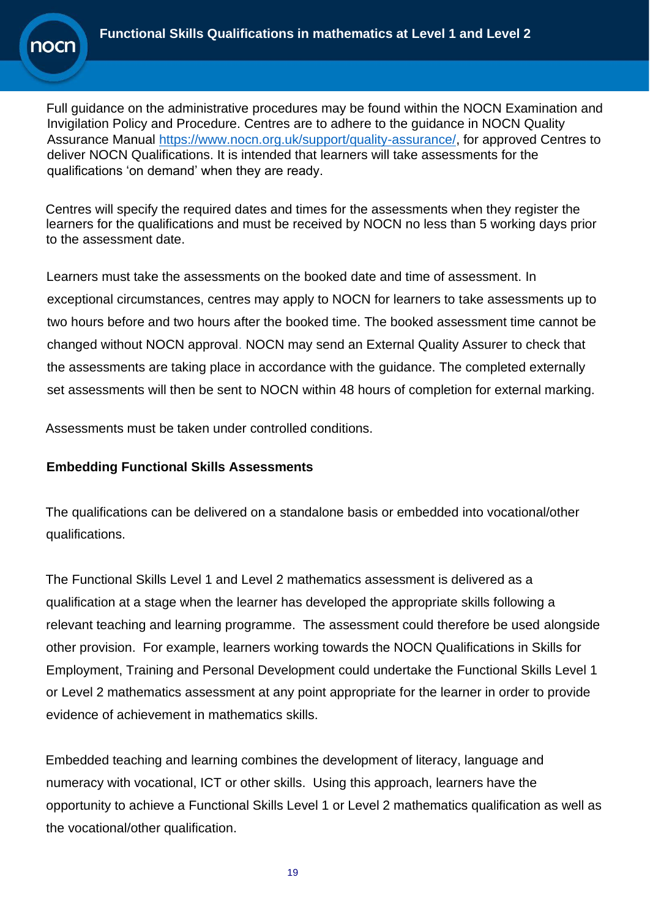Full guidance on the administrative procedures may be found within the NOCN Examination and Invigilation Policy and Procedure. Centres are to adhere to the guidance in NOCN Quality Assurance Manual https://www.nocn.org.uk/support/quality-assurance/, for approved Centres to deliver NOCN Qualifications. It is intended that learners will take assessments for the qualifications 'on demand' when they are ready.

Centres will specify the required dates and times for the assessments when they register the learners for the qualifications and must be received by NOCN no less than 5 working days prior to the assessment date.

Learners must take the assessments on the booked date and time of assessment. In exceptional circumstances, centres may apply to NOCN for learners to take assessments up to two hours before and two hours after the booked time. The booked assessment time cannot be changed without NOCN approval. NOCN may send an External Quality Assurer to check that the assessments are taking place in accordance with the guidance. The completed externally set assessments will then be sent to NOCN within 48 hours of completion for external marking.

Assessments must be taken under controlled conditions.

**Embedding Functional Skills Assessments**

The qualifications can be delivered on a standalone basis or embedded into vocational/other qualifications.

The Functional Skills Level 1 and Level 2 mathematics assessment is delivered as a qualification at a stage when the learner has developed the appropriate skills following a relevant teaching and learning programme. The assessment could therefore be used alongside other provision. For example, learners working towards the NOCN Qualifications in Skills for Employment, Training and Personal Development could undertake the Functional Skills Level 1 or Level 2 mathematics assessment at any point appropriate for the learner in order to provide evidence of achievement in mathematics skills.

Embedded teaching and learning combines the development of literacy, language and numeracy with vocational, ICT or other skills. Using this approach, learners have the opportunity to achieve a Functional Skills Level 1 or Level 2 mathematics qualification as well as the vocational/other qualification.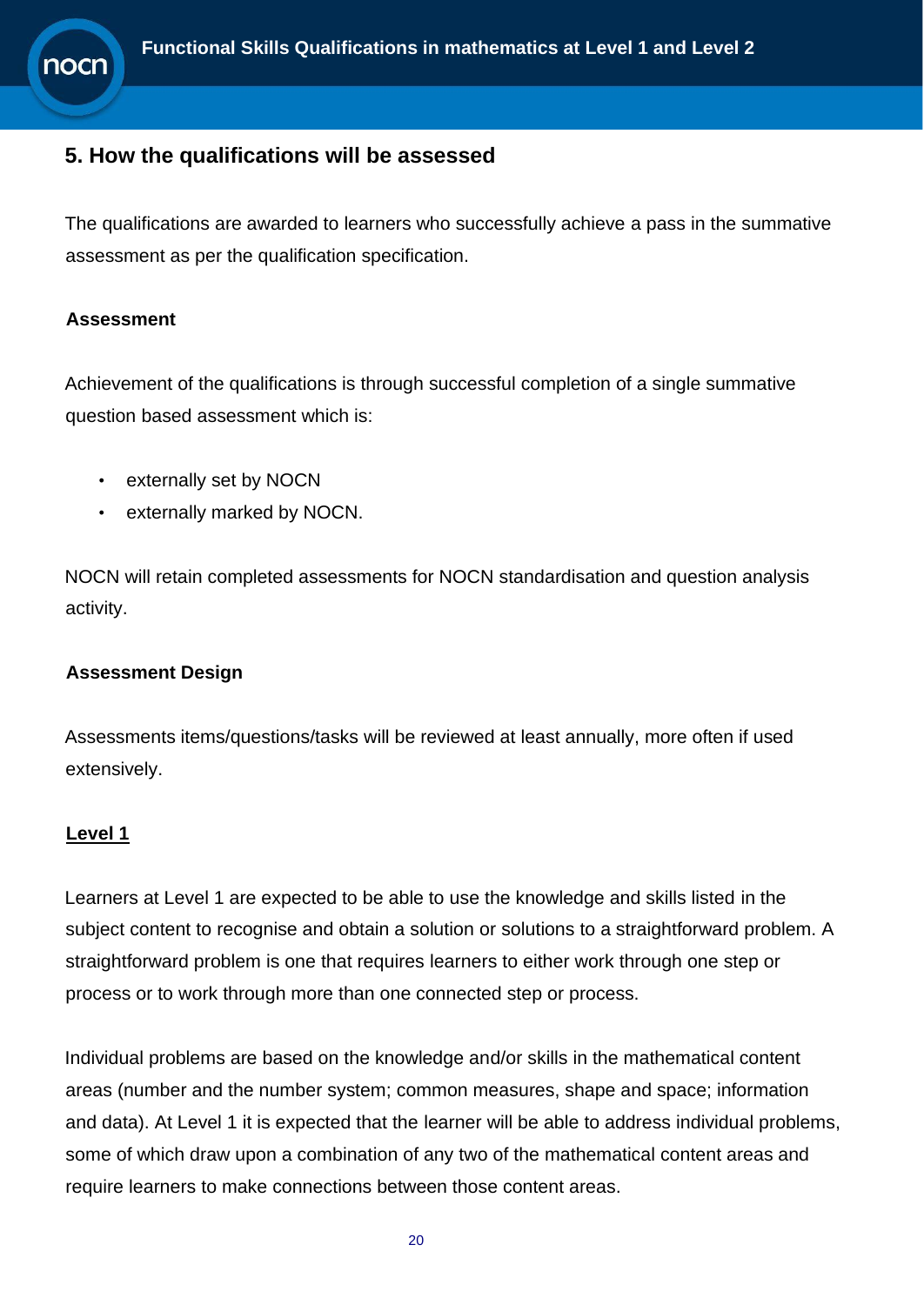## 5. How the qualifications will be assessed

The qualifications are awarded to learners who successfully achieve a pass in the summative assessment as per the qualification specification.

**Assessment**

Achievement of the qualifications is through successful completion of a single summative question based assessment which is:

- externally set by NOCN
- externally marked by NOCN.

NOCN will retain completed assessments for NOCN standardisation and question analysis activity.

**Assessment Design**

Assessments items/questions/tasks will be reviewed at least annually, more often if used extensively.

**Level 1**

Learners at Level 1 are expected to be able to use the knowledge and skills listed in the subject content to recognise and obtain a solution or solutions to a straightforward problem. A straightforward problem is one that requires learners to either work through one step or process or to work through more than one connected step or process.

Individual problems are based on the knowledge and/or skills in the mathematical content areas (number and the number system; common measures, shape and space; information and data). At Level 1 it is expected that the learner will be able to address individual problems, some of which draw upon a combination of any two of the mathematical content areas and require learners to make connections between those content areas.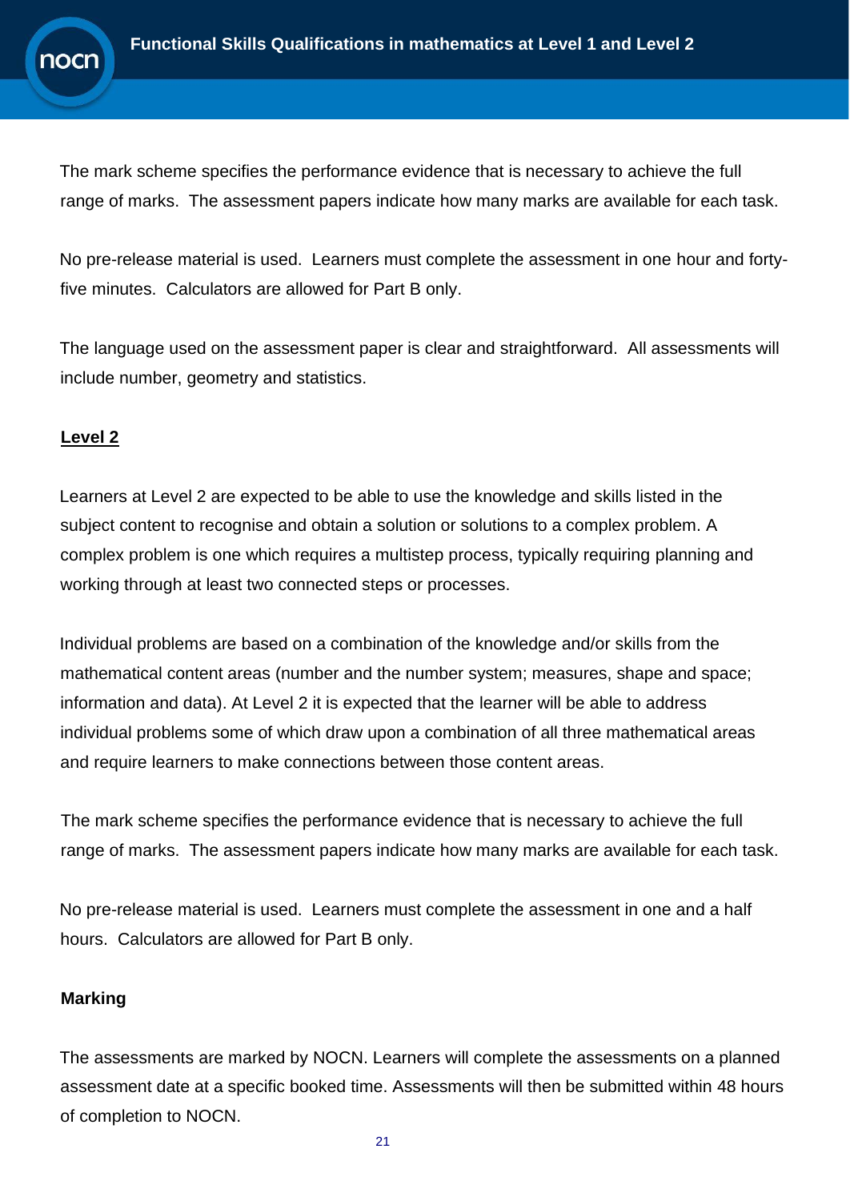The mark scheme specifies the performance evidence that is necessary to achieve the full range of marks. The assessment papers indicate how many marks are available for each task.

No pre-release material is used. Learners must complete the assessment in one hour and forty-five minutes. Calculators are allowed for Part B only.

The language used on the assessment paper is clear and straightforward. All assessments will include number, geometry and statistics.

## Level 2

Learners at Level 2 are expected to be able to use the knowledge and skills listed in the subject content to recognise and obtain a solution or solutions to a complex problem. A complex problem is one which requires a multistep process, typically requiring planning and working through at least two connected steps or processes.

Individual problems are based on a combination of the knowledge and/or skills from the mathematical content areas (number and the number system; measures, shape and space; information and data). At Level 2 it is expected that the learner will be able to address individual problems some of which draw upon a combination of all three mathematical areas and require learners to make connections between those content areas.

The mark scheme specifies the performance evidence that is necessary to achieve the full range of marks. The assessment papers indicate how many marks are available for each task.

No pre-release material is used. Learners must complete the assessment in one and a half hours. Calculators are allowed for Part B only.

**Marking**

The assessments are marked by NOCN. Learners will complete the assessments on a planned assessment date at a specific booked time. Assessments will then be submitted within 48 hours of completion to NOCN.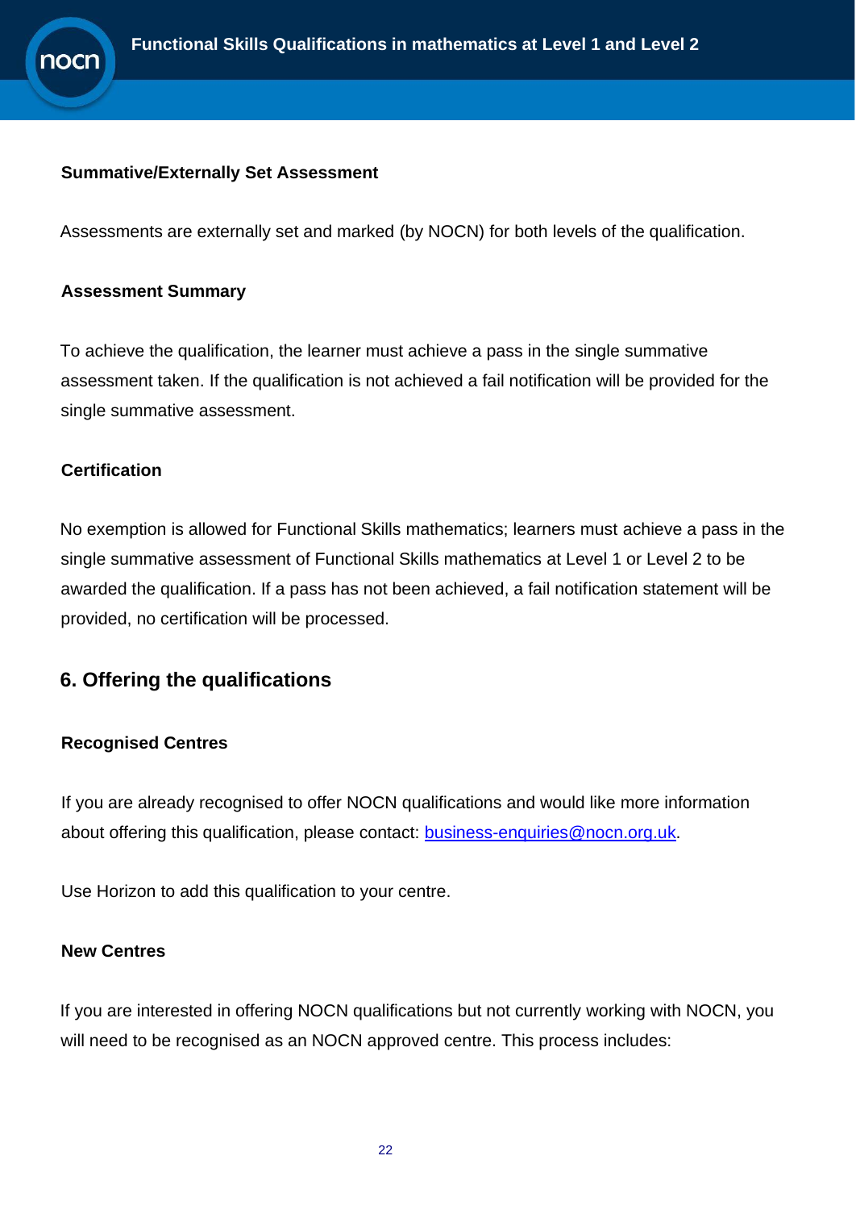**Summative/Externally Set Assessment**

Assessments are externally set and marked (by NOCN) for both levels of the qualification.

**Assessment Summary**

To achieve the qualification, the learner must achieve a pass in the single summative assessment taken. If the qualification is not achieved a fail notification will be provided for the single summative assessment.

**Certification**

No exemption is allowed for Functional Skills mathematics; learners must achieve a pass in the single summative assessment of Functional Skills mathematics at Level 1 or Level 2 to be awarded the qualification. If a pass has not been achieved, a fail notification statement will be provided, no certification will be processed.

## 6. Offering the qualifications

**Recognised Centres**

If you are already recognised to offer NOCN qualifications and would like more information about offering this qualification, please contact: business-enquiries@nocn.org.uk.

Use Horizon to add this qualification to your centre.

**New Centres**

If you are interested in offering NOCN qualifications but not currently working with NOCN, you will need to be recognised as an NOCN approved centre. This process includes: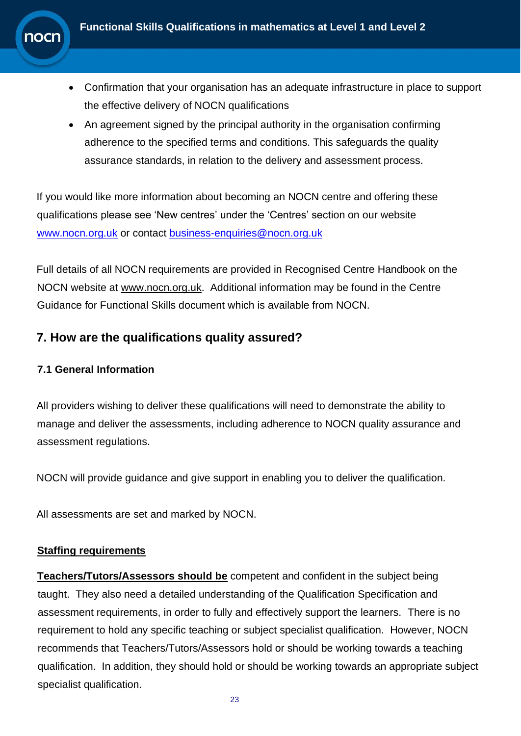- Confirmation that your organisation has an adequate infrastructure in place to support the effective delivery of NOCN qualifications
- An agreement signed by the principal authority in the organisation confirming adherence to the specified terms and conditions. This safeguards the quality assurance standards, in relation to the delivery and assessment process.

If you would like more information about becoming an NOCN centre and offering these qualifications please see 'New centres' under the 'Centres' section on our website www.nocn.org.uk or contact business-enquiries@nocn.org.uk

Full details of all NOCN requirements are provided in Recognised Centre Handbook on the NOCN website at www.nocn.org.uk. Additional information may be found in the Centre Guidance for Functional Skills document which is available from NOCN.

## 7. How are the qualifications quality assured?

### 7.1 General Information

All providers wishing to deliver these qualifications will need to demonstrate the ability to manage and deliver the assessments, including adherence to NOCN quality assurance and assessment regulations.

NOCN will provide guidance and give support in enabling you to deliver the qualification.

All assessments are set and marked by NOCN.

**Staffing requirements**

**Teachers/Tutors/Assessors should be** competent and confident in the subject being taught. They also need a detailed understanding of the Qualification Specification and assessment requirements, in order to fully and effectively support the learners. There is no requirement to hold any specific teaching or subject specialist qualification. However, NOCN recommends that Teachers/Tutors/Assessors hold or should be working towards a teaching qualification. In addition, they should hold or should be working towards an appropriate subject specialist qualification.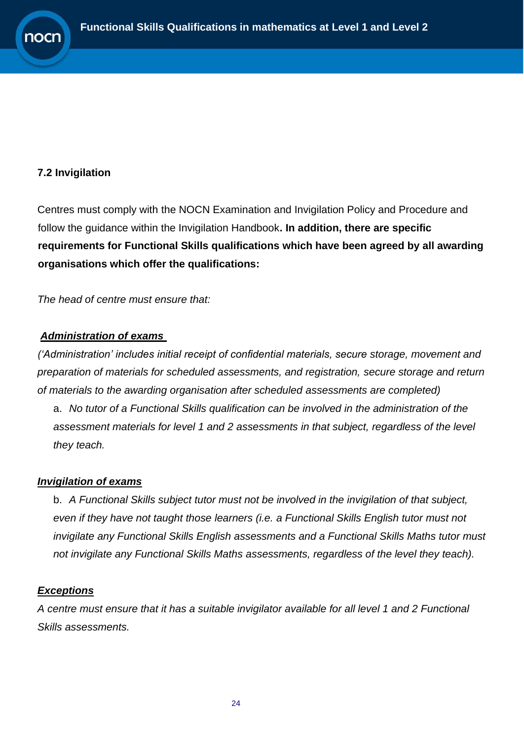### 7.2 Invigilation

Centres must comply with the NOCN Examination and Invigilation Policy and Procedure and follow the guidance within the Invigilation Handbook**. In addition, there are specific requirements for Functional Skills qualifications which have been agreed by all awarding organisations which offer the qualifications:**

*The head of centre must ensure that:*

***Administration of exams***

*('Administration' includes initial receipt of confidential materials, secure storage, movement and preparation of materials for scheduled assessments, and registration, secure storage and return of materials to the awarding organisation after scheduled assessments are completed)*

a. *No tutor of a Functional Skills qualification can be involved in the administration of the assessment materials for level 1 and 2 assessments in that subject, regardless of the level they teach.*

***Invigilation of exams***

b. *A Functional Skills subject tutor must not be involved in the invigilation of that subject, even if they have not taught those learners (i.e. a Functional Skills English tutor must not invigilate any Functional Skills English assessments and a Functional Skills Maths tutor must not invigilate any Functional Skills Maths assessments, regardless of the level they teach).*

***Exceptions***

*A centre must ensure that it has a suitable invigilator available for all level 1 and 2 Functional Skills assessments.*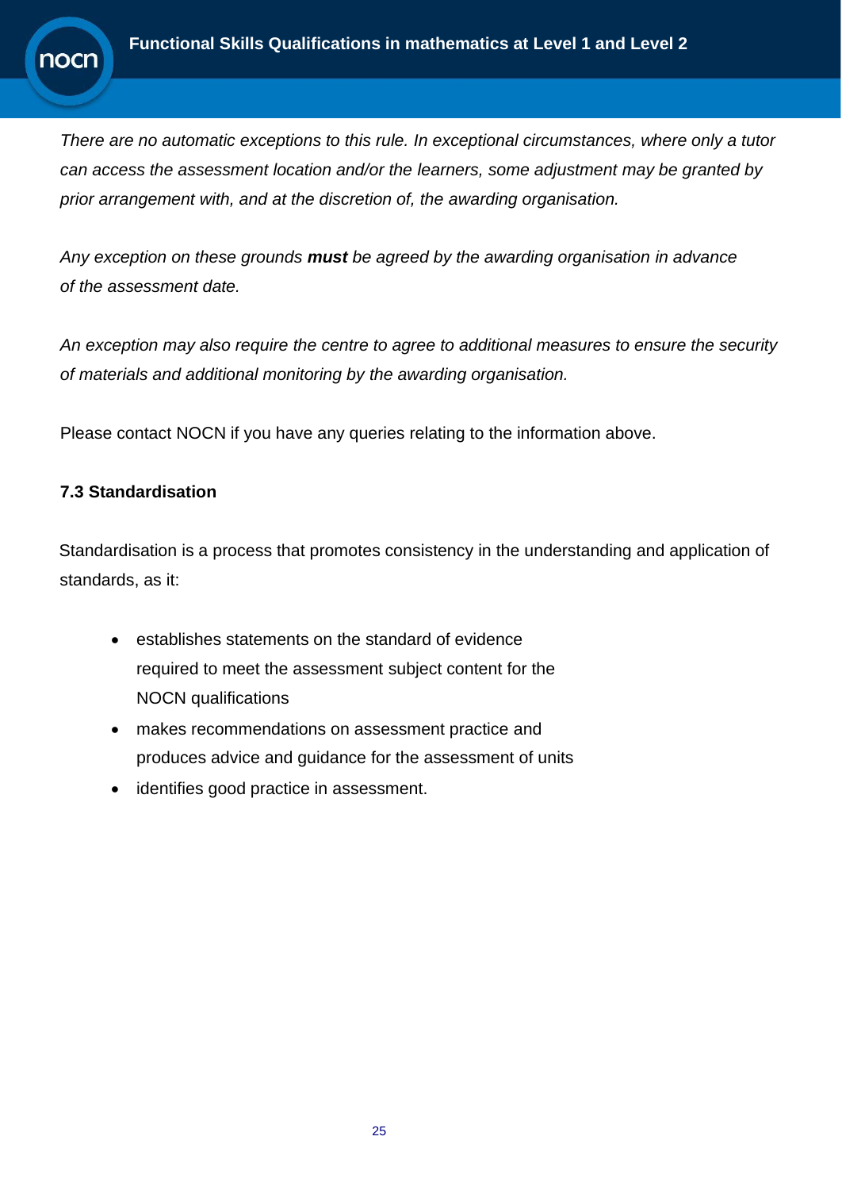*There are no automatic exceptions to this rule. In exceptional circumstances, where only a tutor can access the assessment location and/or the learners, some adjustment may be granted by prior arrangement with, and at the discretion of, the awarding organisation.*

*Any exception on these grounds **must** be agreed by the awarding organisation in advance of the assessment date.*

*An exception may also require the centre to agree to additional measures to ensure the security of materials and additional monitoring by the awarding organisation.*

Please contact NOCN if you have any queries relating to the information above.

### 7.3 Standardisation

Standardisation is a process that promotes consistency in the understanding and application of standards, as it:

- establishes statements on the standard of evidence required to meet the assessment subject content for the NOCN qualifications
- makes recommendations on assessment practice and produces advice and guidance for the assessment of units
- identifies good practice in assessment.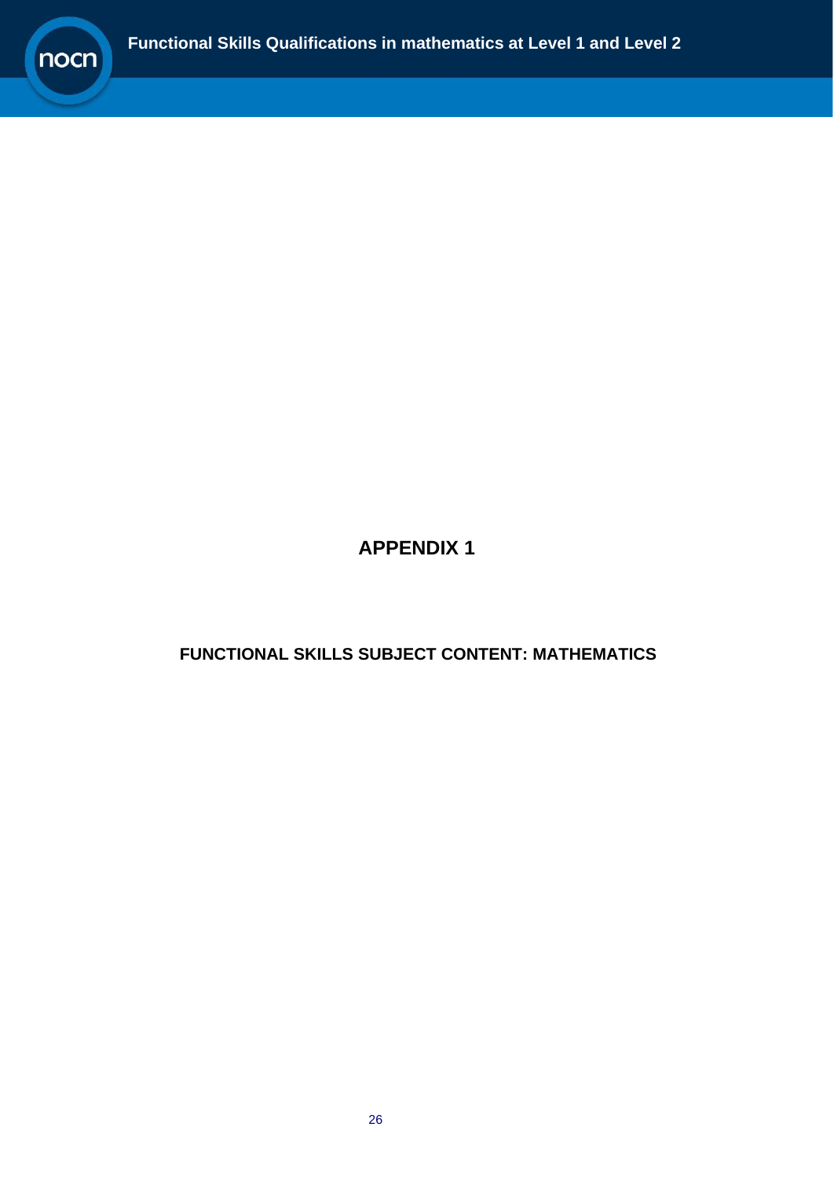# APPENDIX 1

## FUNCTIONAL SKILLS SUBJECT CONTENT: MATHEMATICS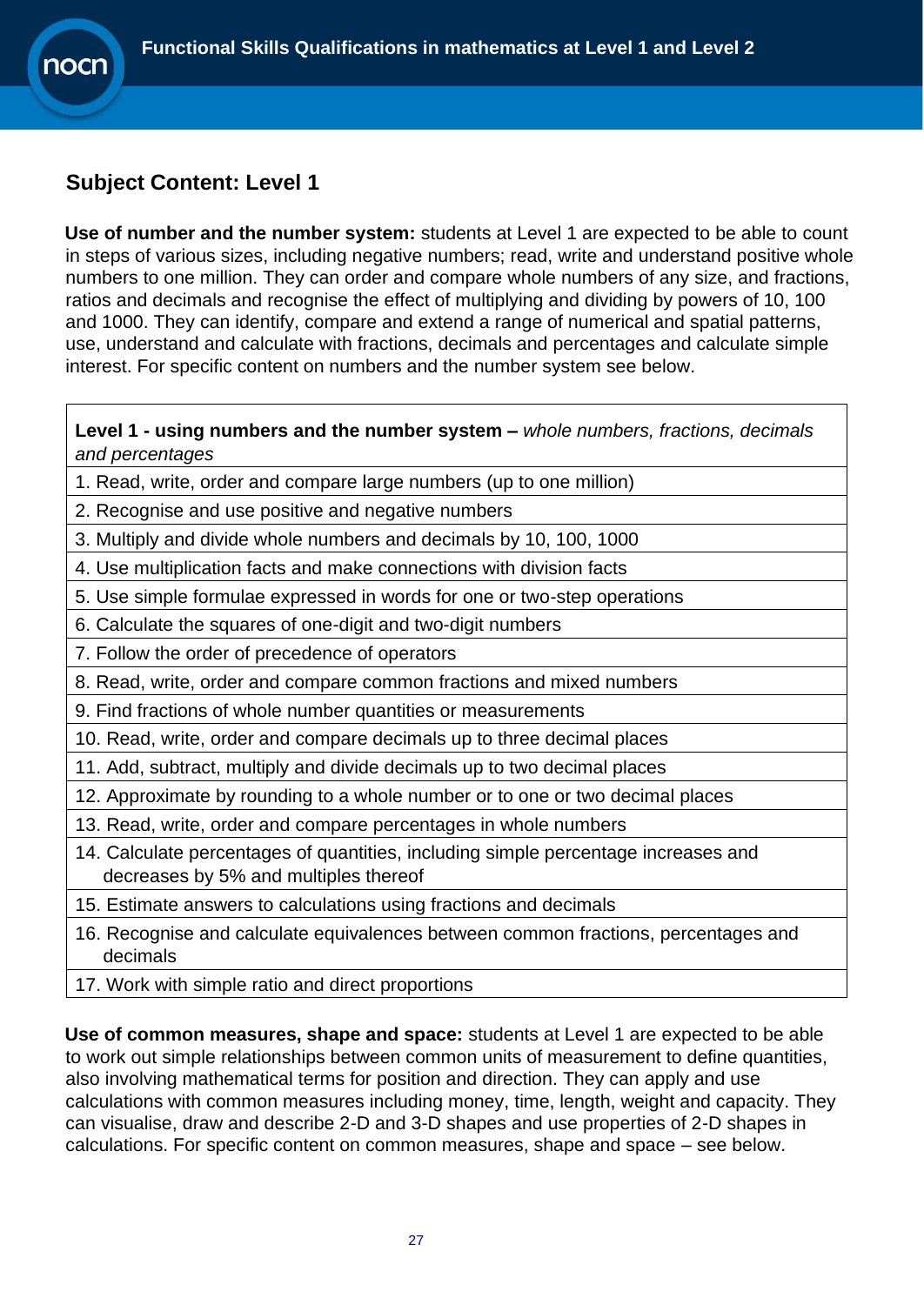## Subject Content: Level 1

**Use of number and the number system:** students at Level 1 are expected to be able to count in steps of various sizes, including negative numbers; read, write and understand positive whole numbers to one million. They can order and compare whole numbers of any size, and fractions, ratios and decimals and recognise the effect of multiplying and dividing by powers of 10, 100 and 1000. They can identify, compare and extend a range of numerical and spatial patterns, use, understand and calculate with fractions, decimals and percentages and calculate simple interest. For specific content on numbers and the number system see below.

| **Level 1 - using numbers and the number system –** *whole numbers, fractions, decimals and percentages* |
|---|
| 1. Read, write, order and compare large numbers (up to one million) |
| 2. Recognise and use positive and negative numbers |
| 3. Multiply and divide whole numbers and decimals by 10, 100, 1000 |
| 4. Use multiplication facts and make connections with division facts |
| 5. Use simple formulae expressed in words for one or two-step operations |
| 6. Calculate the squares of one-digit and two-digit numbers |
| 7. Follow the order of precedence of operators |
| 8. Read, write, order and compare common fractions and mixed numbers |
| 9. Find fractions of whole number quantities or measurements |
| 10. Read, write, order and compare decimals up to three decimal places |
| 11. Add, subtract, multiply and divide decimals up to two decimal places |
| 12. Approximate by rounding to a whole number or to one or two decimal places |
| 13. Read, write, order and compare percentages in whole numbers |
| 14. Calculate percentages of quantities, including simple percentage increases and decreases by 5% and multiples thereof |
| 15. Estimate answers to calculations using fractions and decimals |
| 16. Recognise and calculate equivalences between common fractions, percentages and decimals |
| 17. Work with simple ratio and direct proportions |

**Use of common measures, shape and space:** students at Level 1 are expected to be able to work out simple relationships between common units of measurement to define quantities, also involving mathematical terms for position and direction. They can apply and use calculations with common measures including money, time, length, weight and capacity. They can visualise, draw and describe 2-D and 3-D shapes and use properties of 2-D shapes in calculations. For specific content on common measures, shape and space – see below.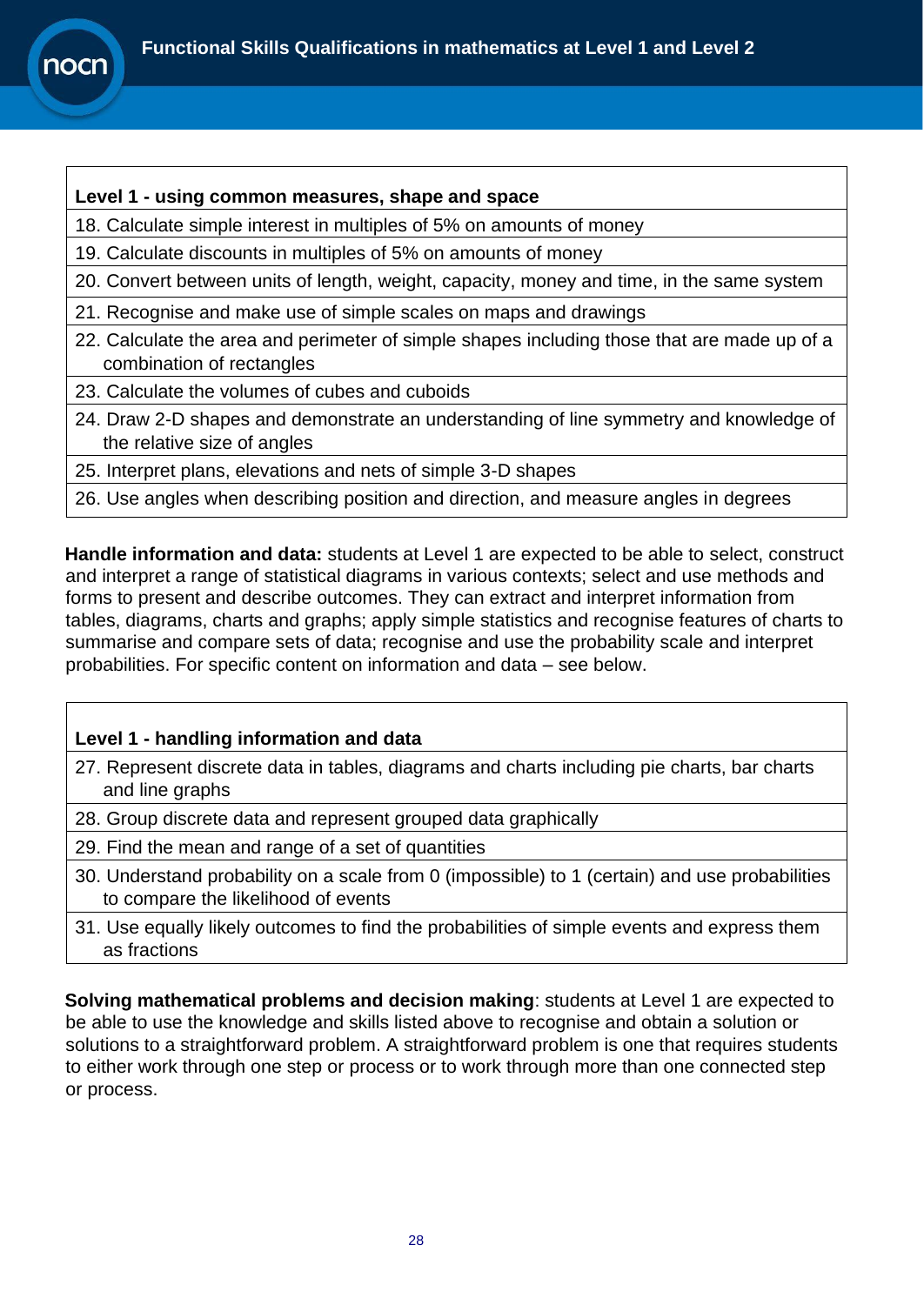| Level 1 - using common measures, shape and space |
| --- |
| 18. Calculate simple interest in multiples of 5% on amounts of money |
| 19. Calculate discounts in multiples of 5% on amounts of money |
| 20. Convert between units of length, weight, capacity, money and time, in the same system |
| 21. Recognise and make use of simple scales on maps and drawings |
| 22. Calculate the area and perimeter of simple shapes including those that are made up of a combination of rectangles |
| 23. Calculate the volumes of cubes and cuboids |
| 24. Draw 2-D shapes and demonstrate an understanding of line symmetry and knowledge of the relative size of angles |
| 25. Interpret plans, elevations and nets of simple 3-D shapes |
| 26. Use angles when describing position and direction, and measure angles in degrees |

**Handle information and data:** students at Level 1 are expected to be able to select, construct and interpret a range of statistical diagrams in various contexts; select and use methods and forms to present and describe outcomes. They can extract and interpret information from tables, diagrams, charts and graphs; apply simple statistics and recognise features of charts to summarise and compare sets of data; recognise and use the probability scale and interpret probabilities. For specific content on information and data – see below.

| Level 1 - handling information and data |
| --- |
| 27. Represent discrete data in tables, diagrams and charts including pie charts, bar charts and line graphs |
| 28. Group discrete data and represent grouped data graphically |
| 29. Find the mean and range of a set of quantities |
| 30. Understand probability on a scale from 0 (impossible) to 1 (certain) and use probabilities to compare the likelihood of events |
| 31. Use equally likely outcomes to find the probabilities of simple events and express them as fractions |

**Solving mathematical problems and decision making**: students at Level 1 are expected to be able to use the knowledge and skills listed above to recognise and obtain a solution or solutions to a straightforward problem. A straightforward problem is one that requires students to either work through one step or process or to work through more than one connected step or process.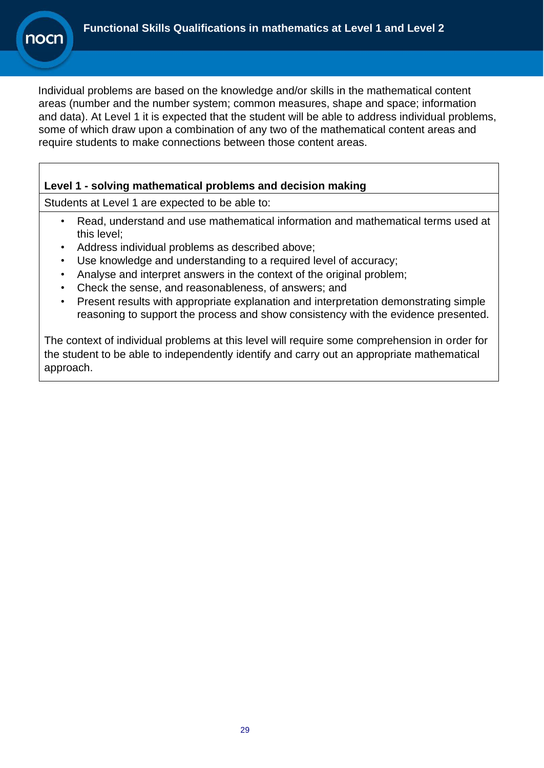Individual problems are based on the knowledge and/or skills in the mathematical content areas (number and the number system; common measures, shape and space; information and data). At Level 1 it is expected that the student will be able to address individual problems, some of which draw upon a combination of any two of the mathematical content areas and require students to make connections between those content areas.

| **Level 1 - solving mathematical problems and decision making** |
| --- |
| Students at Level 1 are expected to be able to: |
| • Read, understand and use mathematical information and mathematical terms used at this level;<br>• Address individual problems as described above;<br>• Use knowledge and understanding to a required level of accuracy;<br>• Analyse and interpret answers in the context of the original problem;<br>• Check the sense, and reasonableness, of answers; and<br>• Present results with appropriate explanation and interpretation demonstrating simple reasoning to support the process and show consistency with the evidence presented.<br><br>The context of individual problems at this level will require some comprehension in order for the student to be able to independently identify and carry out an appropriate mathematical approach. |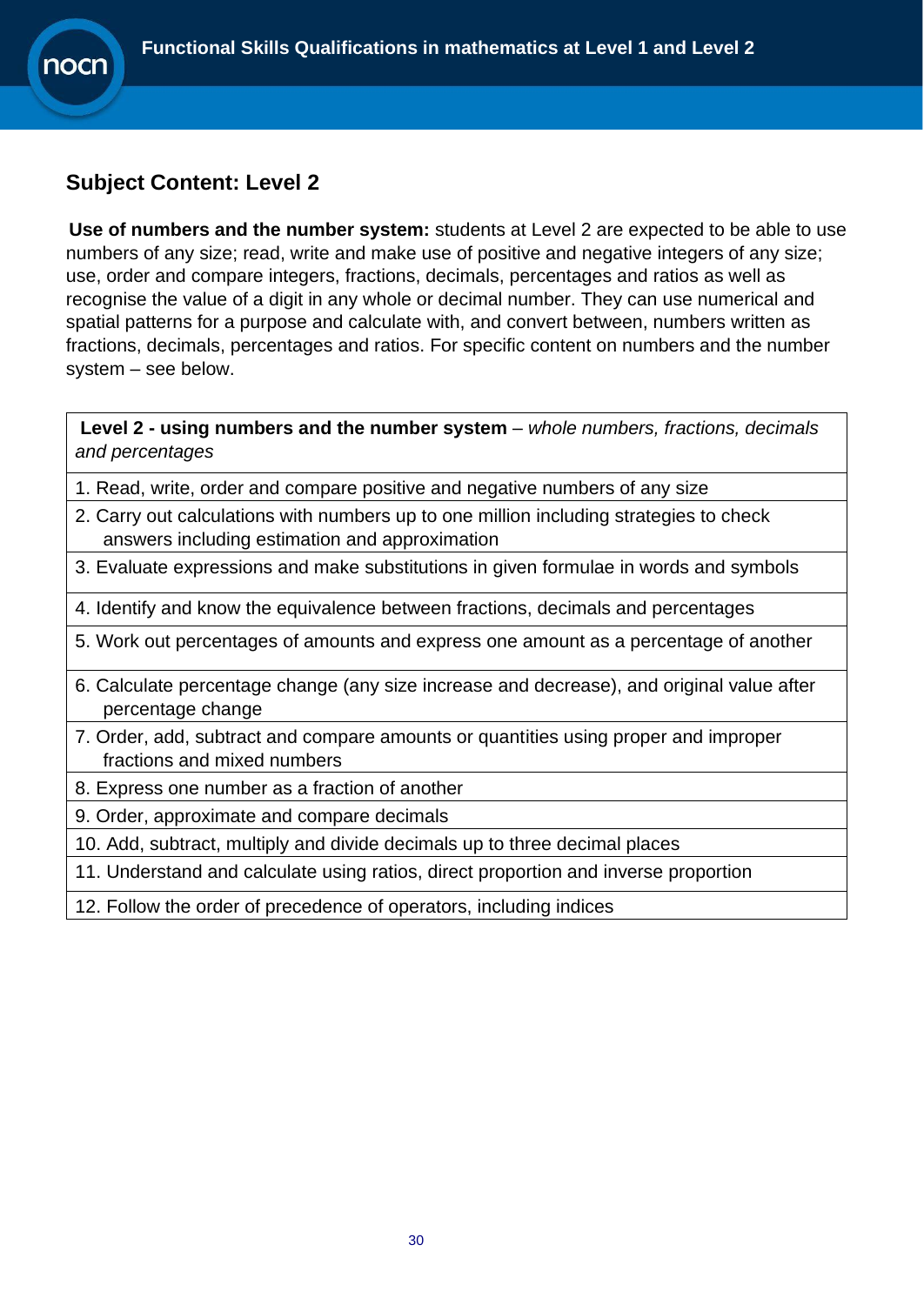## Subject Content: Level 2

**Use of numbers and the number system:** students at Level 2 are expected to be able to use numbers of any size; read, write and make use of positive and negative integers of any size; use, order and compare integers, fractions, decimals, percentages and ratios as well as recognise the value of a digit in any whole or decimal number. They can use numerical and spatial patterns for a purpose and calculate with, and convert between, numbers written as fractions, decimals, percentages and ratios. For specific content on numbers and the number system – see below.

| **Level 2 - using numbers and the number system** – *whole numbers, fractions, decimals and percentages* |
|---|
| 1. Read, write, order and compare positive and negative numbers of any size |
| 2. Carry out calculations with numbers up to one million including strategies to check answers including estimation and approximation |
| 3. Evaluate expressions and make substitutions in given formulae in words and symbols |
| 4. Identify and know the equivalence between fractions, decimals and percentages |
| 5. Work out percentages of amounts and express one amount as a percentage of another |
| 6. Calculate percentage change (any size increase and decrease), and original value after percentage change |
| 7. Order, add, subtract and compare amounts or quantities using proper and improper fractions and mixed numbers |
| 8. Express one number as a fraction of another |
| 9. Order, approximate and compare decimals |
| 10. Add, subtract, multiply and divide decimals up to three decimal places |
| 11. Understand and calculate using ratios, direct proportion and inverse proportion |
| 12. Follow the order of precedence of operators, including indices |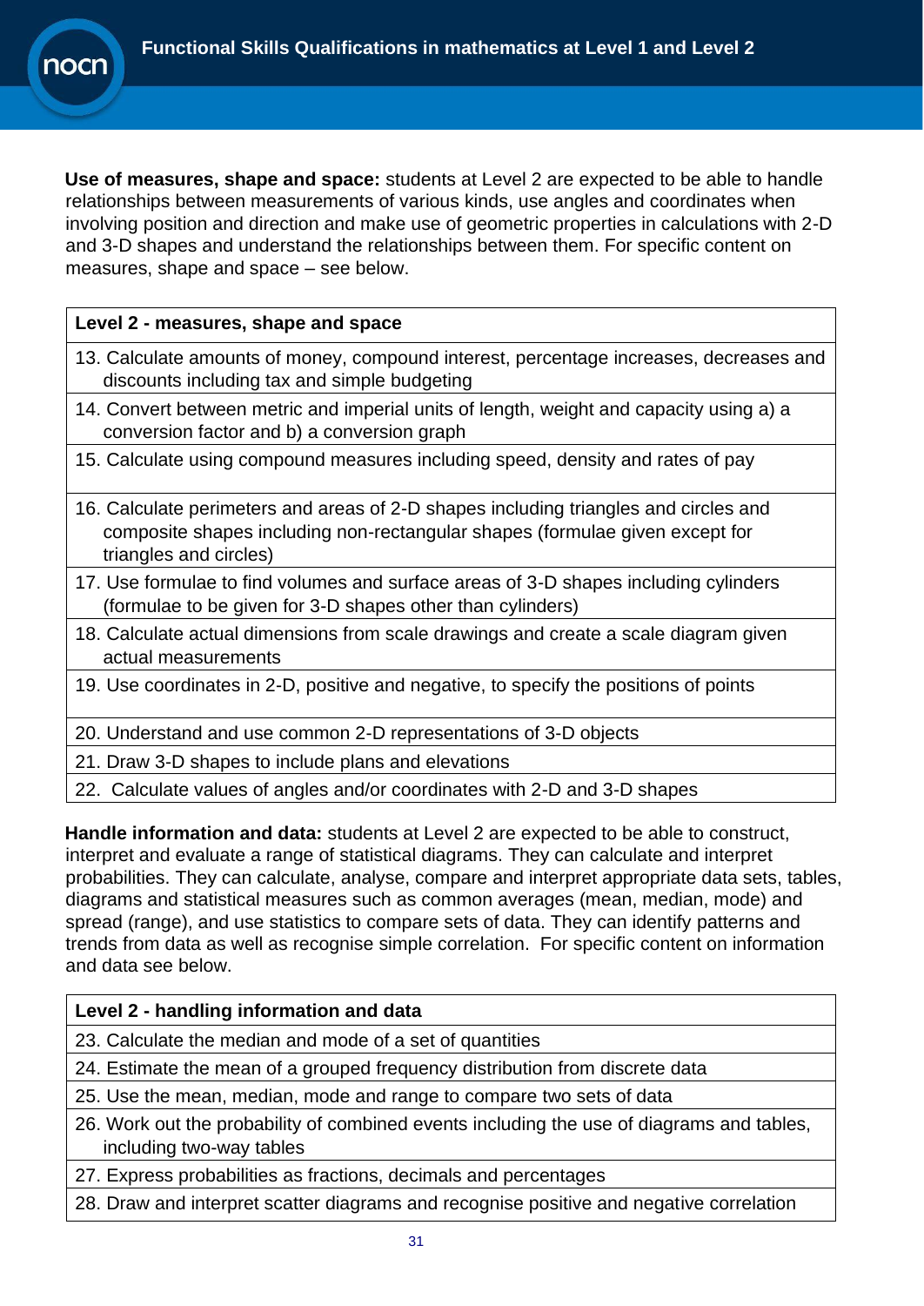**Use of measures, shape and space:** students at Level 2 are expected to be able to handle relationships between measurements of various kinds, use angles and coordinates when involving position and direction and make use of geometric properties in calculations with 2-D and 3-D shapes and understand the relationships between them. For specific content on measures, shape and space – see below.

| Level 2 - measures, shape and space |
|---|
| 13. Calculate amounts of money, compound interest, percentage increases, decreases and discounts including tax and simple budgeting |
| 14. Convert between metric and imperial units of length, weight and capacity using a) a conversion factor and b) a conversion graph |
| 15. Calculate using compound measures including speed, density and rates of pay |
| 16. Calculate perimeters and areas of 2-D shapes including triangles and circles and composite shapes including non-rectangular shapes (formulae given except for triangles and circles) |
| 17. Use formulae to find volumes and surface areas of 3-D shapes including cylinders (formulae to be given for 3-D shapes other than cylinders) |
| 18. Calculate actual dimensions from scale drawings and create a scale diagram given actual measurements |
| 19. Use coordinates in 2-D, positive and negative, to specify the positions of points |
| 20. Understand and use common 2-D representations of 3-D objects |
| 21. Draw 3-D shapes to include plans and elevations |
| 22. Calculate values of angles and/or coordinates with 2-D and 3-D shapes |

**Handle information and data:** students at Level 2 are expected to be able to construct, interpret and evaluate a range of statistical diagrams. They can calculate and interpret probabilities. They can calculate, analyse, compare and interpret appropriate data sets, tables, diagrams and statistical measures such as common averages (mean, median, mode) and spread (range), and use statistics to compare sets of data. They can identify patterns and trends from data as well as recognise simple correlation. For specific content on information and data see below.

| Level 2 - handling information and data |
|---|
| 23. Calculate the median and mode of a set of quantities |
| 24. Estimate the mean of a grouped frequency distribution from discrete data |
| 25. Use the mean, median, mode and range to compare two sets of data |
| 26. Work out the probability of combined events including the use of diagrams and tables, including two-way tables |
| 27. Express probabilities as fractions, decimals and percentages |
| 28. Draw and interpret scatter diagrams and recognise positive and negative correlation |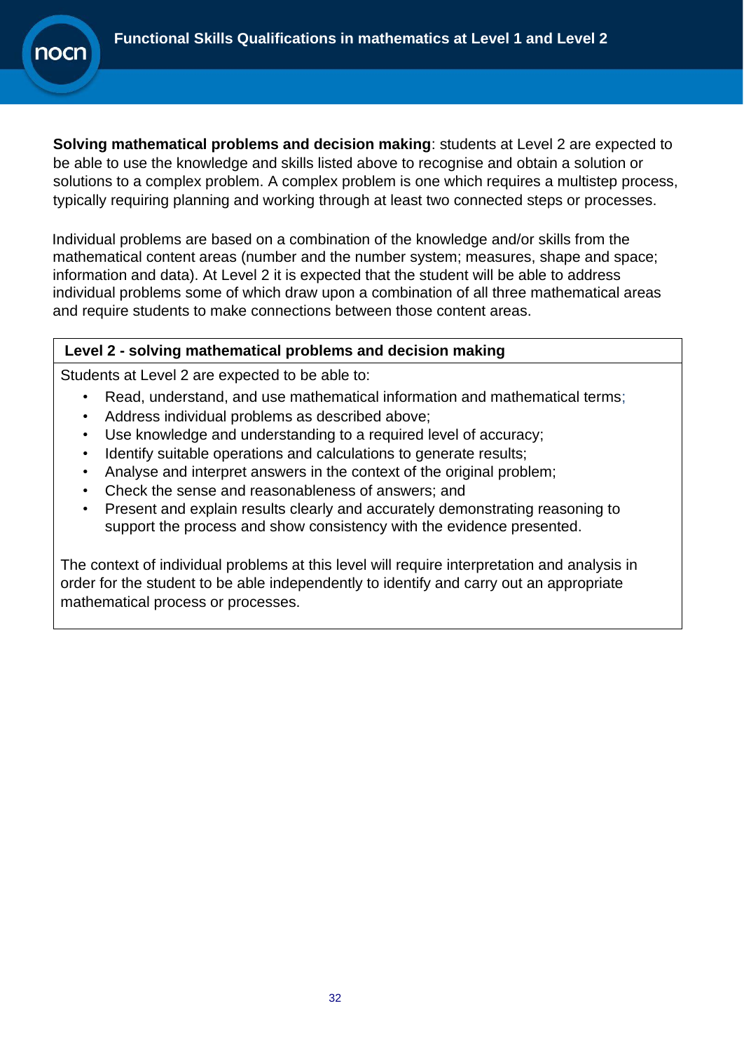**Solving mathematical problems and decision making**: students at Level 2 are expected to be able to use the knowledge and skills listed above to recognise and obtain a solution or solutions to a complex problem. A complex problem is one which requires a multistep process, typically requiring planning and working through at least two connected steps or processes.

Individual problems are based on a combination of the knowledge and/or skills from the mathematical content areas (number and the number system; measures, shape and space; information and data). At Level 2 it is expected that the student will be able to address individual problems some of which draw upon a combination of all three mathematical areas and require students to make connections between those content areas.

| **Level 2 - solving mathematical problems and decision making** |
|---|
| Students at Level 2 are expected to be able to:<br>• Read, understand, and use mathematical information and mathematical terms;<br>• Address individual problems as described above;<br>• Use knowledge and understanding to a required level of accuracy;<br>• Identify suitable operations and calculations to generate results;<br>• Analyse and interpret answers in the context of the original problem;<br>• Check the sense and reasonableness of answers; and<br>• Present and explain results clearly and accurately demonstrating reasoning to support the process and show consistency with the evidence presented.<br><br>The context of individual problems at this level will require interpretation and analysis in order for the student to be able independently to identify and carry out an appropriate mathematical process or processes. |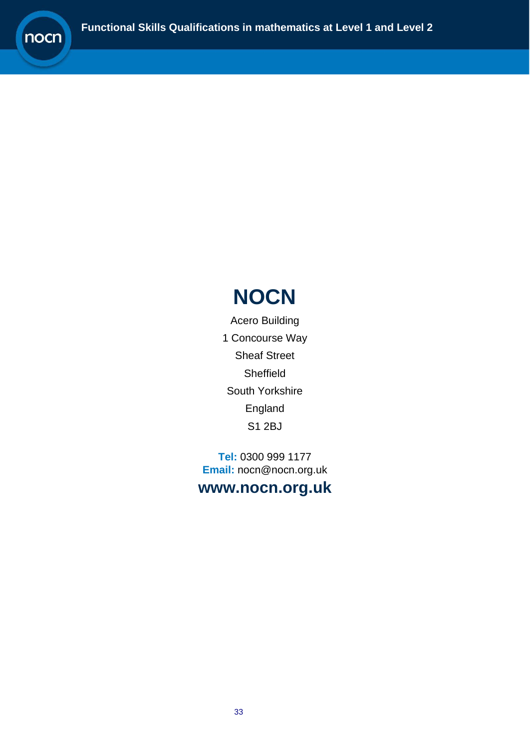# NOCN

Acero Building

1 Concourse Way

Sheaf Street

Sheffield

South Yorkshire

England

S1 2BJ

**Tel:** 0300 999 1177

**Email:** nocn@nocn.org.uk

**www.nocn.org.uk**